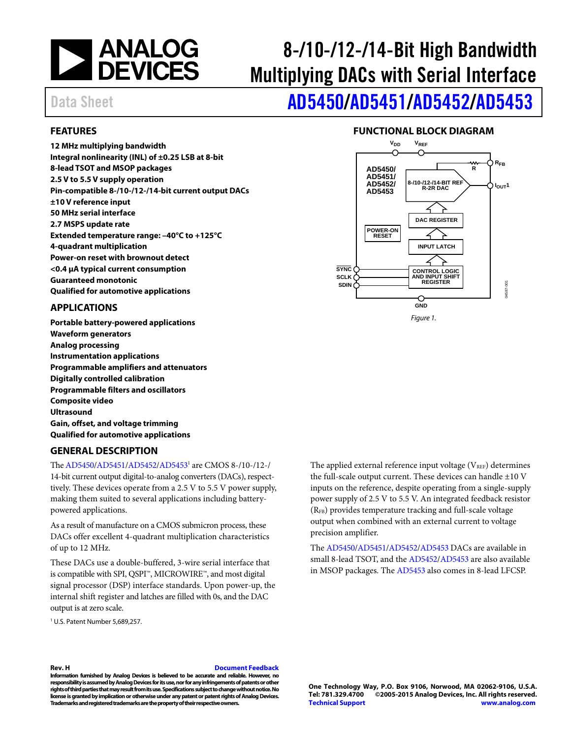# 8-/10-/12-/14-Bit High Bandwidth Multiplying DACs with Serial Interface

Data Sheet

# AD5450/AD5451/AD5452/AD5453

## FEATURES

**12 MHz multiplying bandwidth**
**Integral nonlinearity (INL) of ±0.25 LSB at 8-bit**
**8-lead TSOT and MSOP packages**
**2.5 V to 5.5 V supply operation**
**Pin-compatible 8-/10-/12-/14-bit current output DACs**
**±10 V reference input**
**50 MHz serial interface**
**2.7 MSPS update rate**
**Extended temperature range: –40°C to +125°C**
**4-quadrant multiplication**
**Power-on reset with brownout detect**
**<0.4 µA typical current consumption**
**Guaranteed monotonic**
**Qualified for automotive applications**

## APPLICATIONS

**Portable battery-powered applications**
**Waveform generators**
**Analog processing**
**Instrumentation applications**
**Programmable amplifiers and attenuators**
**Digitally controlled calibration**
**Programmable filters and oscillators**
**Composite video**
**Ultrasound**
**Gain, offset, and voltage trimming**
**Qualified for automotive applications**

## FUNCTIONAL BLOCK DIAGRAM

*Figure 1.*

## GENERAL DESCRIPTION

The AD5450/AD5451/AD5452/AD5453[1] are CMOS 8-/10-/12-/14-bit current output digital-to-analog converters (DACs), respectively. These devices operate from a 2.5 V to 5.5 V power supply, making them suited to several applications including battery-powered applications.

As a result of manufacture on a CMOS submicron process, these DACs offer excellent 4-quadrant multiplication characteristics of up to 12 MHz.

These DACs use a double-buffered, 3-wire serial interface that is compatible with SPI, QSPI™, MICROWIRE™, and most digital signal processor (DSP) interface standards. Upon power-up, the internal shift register and latches are filled with 0s, and the DAC output is at zero scale.

[1] U.S. Patent Number 5,689,257.

The applied external reference input voltage ($V_{REF}$) determines the full-scale output current. These devices can handle ±10 V inputs on the reference, despite operating from a single-supply power supply of 2.5 V to 5.5 V. An integrated feedback resistor ($R_{FB}$) provides temperature tracking and full-scale voltage output when combined with an external current to voltage precision amplifier.

The AD5450/AD5451/AD5452/AD5453 DACs are available in small 8-lead TSOT, and the AD5452/AD5453 are also available in MSOP packages. The AD5453 also comes in 8-lead LFCSP.

**Rev. H** Document Feedback

**Information furnished by Analog Devices is believed to be accurate and reliable. However, no responsibility is assumed by Analog Devices for its use, nor for any infringements of patents or other rights of third parties that may result from its use. Specifications subject to change without notice. No license is granted by implication or otherwise under any patent or patent rights of Analog Devices. Trademarks and registered trademarks are the property of their respective owners.**

**One Technology Way, P.O. Box 9106, Norwood, MA 02062-9106, U.S.A.**
**Tel: 781.329.4700 ©2005-2015 Analog Devices, Inc. All rights reserved.**
**Technical Support www.analog.com**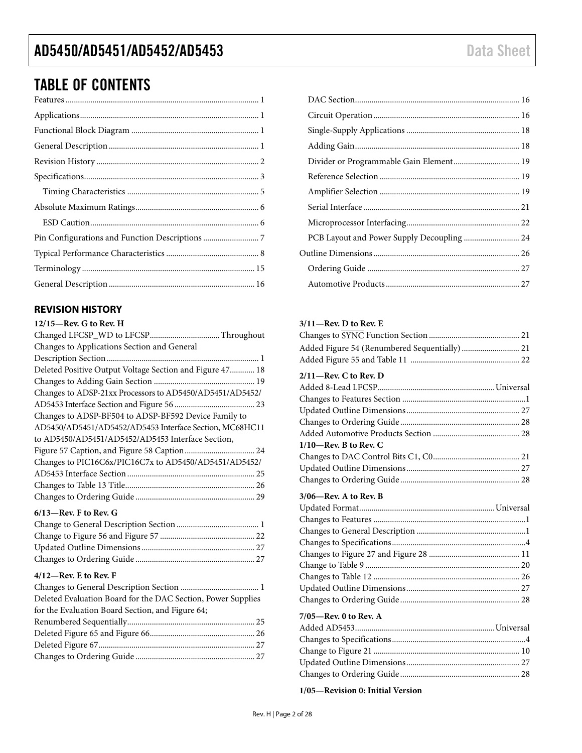# TABLE OF CONTENTS

- Features ... 1
- Applications ... 1
- Functional Block Diagram ... 1
- General Description ... 1
- Revision History ... 2
- Specifications ... 3
  - Timing Characteristics ... 5
- Absolute Maximum Ratings ... 6
  - ESD Caution ... 6
- Pin Configurations and Function Descriptions ... 7
- Typical Performance Characteristics ... 8
- Terminology ... 15
- General Description ... 16
  - DAC Section ... 16
  - Circuit Operation ... 16
  - Single-Supply Applications ... 18
  - Adding Gain ... 18
  - Divider or Programmable Gain Element ... 19
  - Reference Selection ... 19
  - Amplifier Selection ... 19
  - Serial Interface ... 21
  - Microprocessor Interfacing ... 22
  - PCB Layout and Power Supply Decoupling ... 24
- Outline Dimensions ... 26
  - Ordering Guide ... 27
  - Automotive Products ... 27

## REVISION HISTORY

**12/15—Rev. G to Rev. H**

Changed LFCSP_WD to LFCSP ... Throughout
Changes to Applications Section and General Description Section ... 1
Deleted Positive Output Voltage Section and Figure 47 ... 18
Changes to Adding Gain Section ... 19
Changes to ADSP-21xx Processors to AD5450/AD5451/AD5452/AD5453 Interface Section and Figure 56 ... 23
Changes to ADSP-BF504 to ADSP-BF592 Device Family to AD5450/AD5451/AD5452/AD5453 Interface Section, MC68HC11 to AD5450/AD5451/AD5452/AD5453 Interface Section, Figure 57 Caption, and Figure 58 Caption ... 24
Changes to PIC16C6x/PIC16C7x to AD5450/AD5451/AD5452/AD5453 Interface Section ... 25
Changes to Table 13 Title ... 26
Changes to Ordering Guide ... 29

**6/13—Rev. F to Rev. G**

Change to General Description Section ... 1
Change to Figure 56 and Figure 57 ... 22
Updated Outline Dimensions ... 27
Changes to Ordering Guide ... 27

**4/12—Rev. E to Rev. F**

Changes to General Description Section ... 1
Deleted Evaluation Board for the DAC Section, Power Supplies for the Evaluation Board Section, and Figure 64; Renumbered Sequentially ... 25
Deleted Figure 65 and Figure 66 ... 26
Deleted Figure 67 ... 27
Changes to Ordering Guide ... 27

**3/11—Rev. D to Rev. E**

Changes to $\overline{SYNC}$ Function Section ... 21
Added Figure 54 (Renumbered Sequentially) ... 21
Added Figure 55 and Table 11 ... 22

**2/11—Rev. C to Rev. D**

Added 8-Lead LFCSP ... Universal
Changes to Features Section ... 1
Updated Outline Dimensions ... 27
Changes to Ordering Guide ... 28
Added Automotive Products Section ... 28

**1/10—Rev. B to Rev. C**

Changes to DAC Control Bits C1, C0 ... 21
Updated Outline Dimensions ... 27
Changes to Ordering Guide ... 28

**3/06—Rev. A to Rev. B**

Updated Format ... Universal
Changes to Features ... 1
Changes to General Description ... 1
Changes to Specifications ... 4
Changes to Figure 27 and Figure 28 ... 11
Change to Table 9 ... 20
Changes to Table 12 ... 26
Updated Outline Dimensions ... 27
Changes to Ordering Guide ... 28

**7/05—Rev. 0 to Rev. A**

Added AD5453 ... Universal
Changes to Specifications ... 4
Change to Figure 21 ... 10
Updated Outline Dimensions ... 27
Changes to Ordering Guide ... 28

**1/05—Revision 0: Initial Version**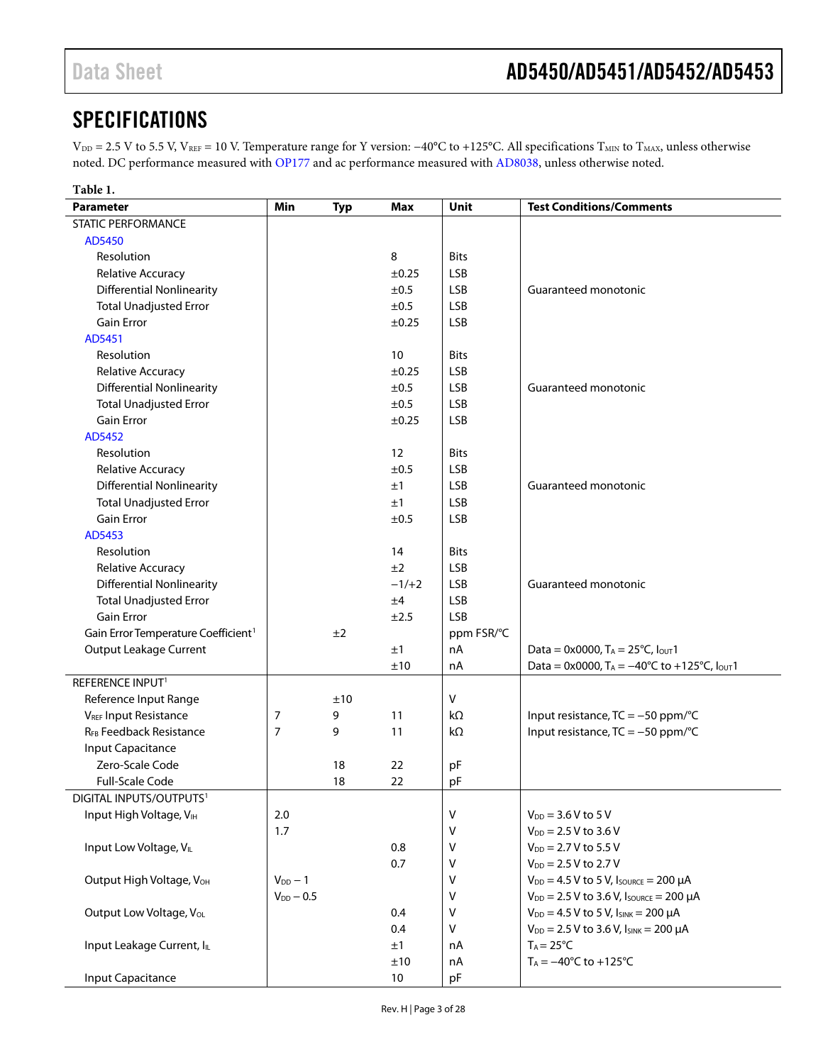## SPECIFICATIONS

$V_{DD}$ = 2.5 V to 5.5 V, $V_{REF}$ = 10 V. Temperature range for Y version: −40°C to +125°C. All specifications $T_{MIN}$ to $T_{MAX}$, unless otherwise noted. DC performance measured with OP177 and ac performance measured with AD8038, unless otherwise noted.

**Table 1.**

| Parameter | Min | Typ | Max | Unit | Test Conditions/Comments |
|---|---|---|---|---|---|
| STATIC PERFORMANCE | | | | | |
| AD5450 | | | | | |
| Resolution | | | 8 | Bits | |
| Relative Accuracy | | | ±0.25 | LSB | |
| Differential Nonlinearity | | | ±0.5 | LSB | Guaranteed monotonic |
| Total Unadjusted Error | | | ±0.5 | LSB | |
| Gain Error | | | ±0.25 | LSB | |
| AD5451 | | | | | |
| Resolution | | | 10 | Bits | |
| Relative Accuracy | | | ±0.25 | LSB | |
| Differential Nonlinearity | | | ±0.5 | LSB | Guaranteed monotonic |
| Total Unadjusted Error | | | ±0.5 | LSB | |
| Gain Error | | | ±0.25 | LSB | |
| AD5452 | | | | | |
| Resolution | | | 12 | Bits | |
| Relative Accuracy | | | ±0.5 | LSB | |
| Differential Nonlinearity | | | ±1 | LSB | Guaranteed monotonic |
| Total Unadjusted Error | | | ±1 | LSB | |
| Gain Error | | | ±0.5 | LSB | |
| AD5453 | | | | | |
| Resolution | | | 14 | Bits | |
| Relative Accuracy | | | ±2 | LSB | |
| Differential Nonlinearity | | | −1/+2 | LSB | Guaranteed monotonic |
| Total Unadjusted Error | | | ±4 | LSB | |
| Gain Error | | | ±2.5 | LSB | |
| Gain Error Temperature Coefficient[1] | | ±2 | | ppm FSR/°C | |
| Output Leakage Current | | | ±1 | nA | Data = 0x0000, $T_A$ = 25°C, $I_{OUT}1$ |
| | | | ±10 | nA | Data = 0x0000, $T_A$ = −40°C to +125°C, $I_{OUT}1$ |
| REFERENCE INPUT[1] | | | | | |
| Reference Input Range | | ±10 | | V | |
| $V_{REF}$ Input Resistance | 7 | 9 | 11 | kΩ | Input resistance, TC = −50 ppm/°C |
| $R_{FB}$ Feedback Resistance | 7 | 9 | 11 | kΩ | Input resistance, TC = −50 ppm/°C |
| Input Capacitance | | | | | |
| Zero-Scale Code | | 18 | 22 | pF | |
| Full-Scale Code | | 18 | 22 | pF | |
| DIGITAL INPUTS/OUTPUTS[1] | | | | | |
| Input High Voltage, $V_{IH}$ | 2.0 | | | V | $V_{DD}$ = 3.6 V to 5 V |
| | 1.7 | | | V | $V_{DD}$ = 2.5 V to 3.6 V |
| Input Low Voltage, $V_{IL}$ | | | 0.8 | V | $V_{DD}$ = 2.7 V to 5.5 V |
| | | | 0.7 | V | $V_{DD}$ = 2.5 V to 2.7 V |
| Output High Voltage, $V_{OH}$ | $V_{DD}$ − 1 | | | V | $V_{DD}$ = 4.5 V to 5 V, $I_{SOURCE}$ = 200 μA |
| | $V_{DD}$ − 0.5 | | | V | $V_{DD}$ = 2.5 V to 3.6 V, $I_{SOURCE}$ = 200 μA |
| Output Low Voltage, $V_{OL}$ | | | 0.4 | V | $V_{DD}$ = 4.5 V to 5 V, $I_{SINK}$ = 200 μA |
| | | | 0.4 | V | $V_{DD}$ = 2.5 V to 3.6 V, $I_{SINK}$ = 200 μA |
| Input Leakage Current, $I_{IL}$ | | | ±1 | nA | $T_A$ = 25°C |
| | | | ±10 | nA | $T_A$ = −40°C to +125°C |
| Input Capacitance | | | 10 | pF | |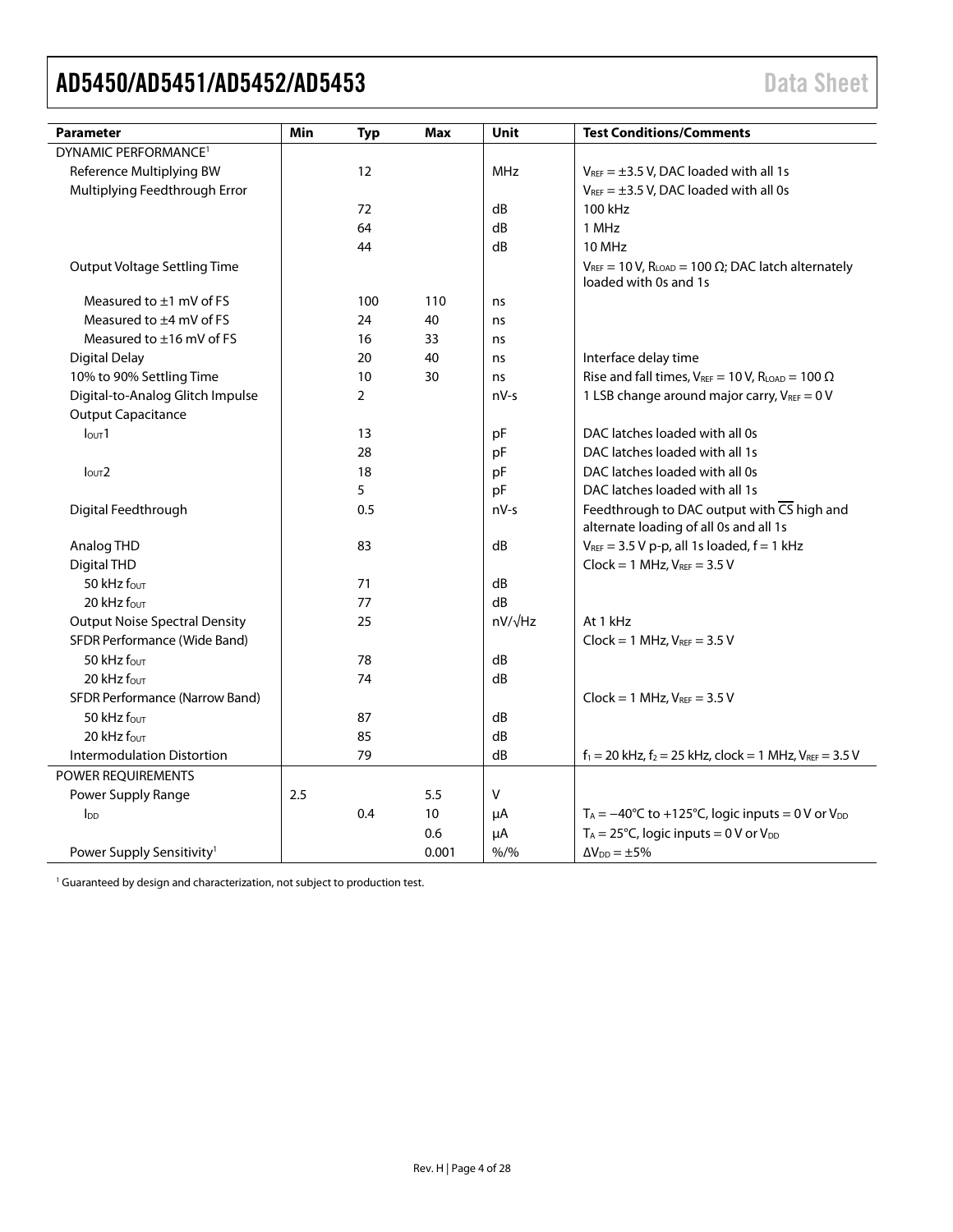| Parameter | Min | Typ | Max | Unit | Test Conditions/Comments |
|---|---|---|---|---|---|
| DYNAMIC PERFORMANCE[1] | | | | | |
| Reference Multiplying BW | | 12 | | MHz | $V_{REF}$ = ±3.5 V, DAC loaded with all 1s |
| Multiplying Feedthrough Error | | | | | $V_{REF}$ = ±3.5 V, DAC loaded with all 0s |
| | | 72 | | dB | 100 kHz |
| | | 64 | | dB | 1 MHz |
| | | 44 | | dB | 10 MHz |
| Output Voltage Settling Time | | | | | $V_{REF}$ = 10 V, $R_{LOAD}$ = 100 Ω; DAC latch alternately loaded with 0s and 1s |
| Measured to ±1 mV of FS | | 100 | 110 | ns | |
| Measured to ±4 mV of FS | | 24 | 40 | ns | |
| Measured to ±16 mV of FS | | 16 | 33 | ns | |
| Digital Delay | | 20 | 40 | ns | Interface delay time |
| 10% to 90% Settling Time | | 10 | 30 | ns | Rise and fall times, $V_{REF}$ = 10 V, $R_{LOAD}$ = 100 Ω |
| Digital-to-Analog Glitch Impulse | | 2 | | nV-s | 1 LSB change around major carry, $V_{REF}$ = 0 V |
| Output Capacitance | | | | | |
| $I_{OUT}1$ | | 13 | | pF | DAC latches loaded with all 0s |
| | | 28 | | pF | DAC latches loaded with all 1s |
| $I_{OUT}2$ | | 18 | | pF | DAC latches loaded with all 0s |
| | | 5 | | pF | DAC latches loaded with all 1s |
| Digital Feedthrough | | 0.5 | | nV-s | Feedthrough to DAC output with $\overline{CS}$ high and alternate loading of all 0s and all 1s |
| Analog THD | | 83 | | dB | $V_{REF}$ = 3.5 V p-p, all 1s loaded, f = 1 kHz |
| Digital THD | | | | | Clock = 1 MHz, $V_{REF}$ = 3.5 V |
| 50 kHz $f_{OUT}$ | | 71 | | dB | |
| 20 kHz $f_{OUT}$ | | 77 | | dB | |
| Output Noise Spectral Density | | 25 | | nV/√Hz | At 1 kHz |
| SFDR Performance (Wide Band) | | | | | Clock = 1 MHz, $V_{REF}$ = 3.5 V |
| 50 kHz $f_{OUT}$ | | 78 | | dB | |
| 20 kHz $f_{OUT}$ | | 74 | | dB | |
| SFDR Performance (Narrow Band) | | | | | Clock = 1 MHz, $V_{REF}$ = 3.5 V |
| 50 kHz $f_{OUT}$ | | 87 | | dB | |
| 20 kHz $f_{OUT}$ | | 85 | | dB | |
| Intermodulation Distortion | | 79 | | dB | $f_1$ = 20 kHz, $f_2$ = 25 kHz, clock = 1 MHz, $V_{REF}$ = 3.5 V |
| POWER REQUIREMENTS | | | | | |
| Power Supply Range | 2.5 | | 5.5 | V | |
| $I_{DD}$ | | 0.4 | 10 | μA | $T_A$ = −40°C to +125°C, logic inputs = 0 V or $V_{DD}$ |
| | | | 0.6 | μA | $T_A$ = 25°C, logic inputs = 0 V or $V_{DD}$ |
| Power Supply Sensitivity[1] | | | 0.001 | %/% | $\Delta V_{DD}$ = ±5% |

[1] Guaranteed by design and characterization, not subject to production test.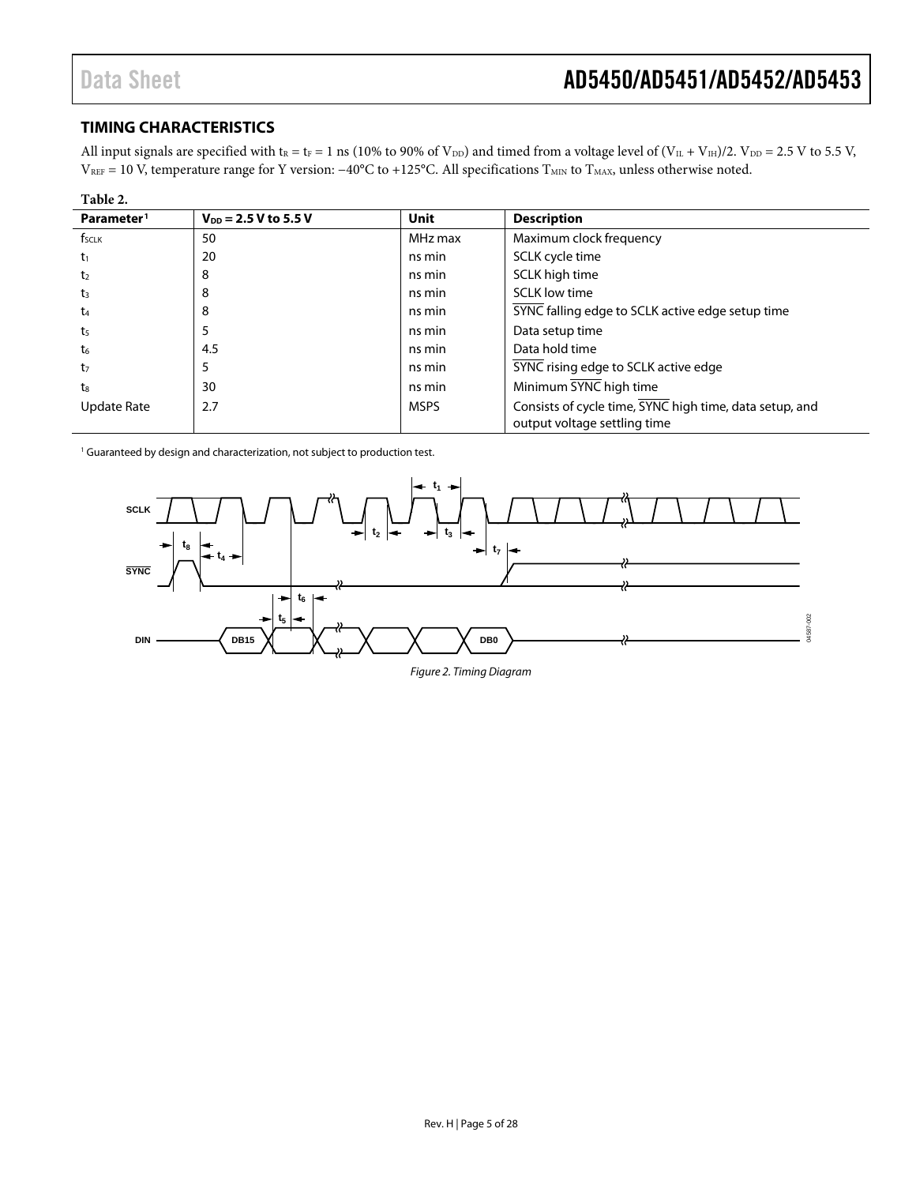## TIMING CHARACTERISTICS

All input signals are specified with $t_R = t_F = 1$ ns (10% to 90% of $V_{DD}$) and timed from a voltage level of $(V_{IL} + V_{IH})/2$. $V_{DD}$ = 2.5 V to 5.5 V, $V_{REF}$ = 10 V, temperature range for Y version: −40°C to +125°C. All specifications $T_{MIN}$ to $T_{MAX}$, unless otherwise noted.

**Table 2.**

| Parameter[1] | $V_{DD}$ = 2.5 V to 5.5 V | Unit | Description |
|---|---|---|---|
| $f_{SCLK}$ | 50 | MHz max | Maximum clock frequency |
| $t_1$ | 20 | ns min | SCLK cycle time |
| $t_2$ | 8 | ns min | SCLK high time |
| $t_3$ | 8 | ns min | SCLK low time |
| $t_4$ | 8 | ns min | $\overline{SYNC}$ falling edge to SCLK active edge setup time |
| $t_5$ | 5 | ns min | Data setup time |
| $t_6$ | 4.5 | ns min | Data hold time |
| $t_7$ | 5 | ns min | $\overline{SYNC}$ rising edge to SCLK active edge |
| $t_8$ | 30 | ns min | Minimum $\overline{SYNC}$ high time |
| Update Rate | 2.7 | MSPS | Consists of cycle time, $\overline{SYNC}$ high time, data setup, and output voltage settling time |

[1] Guaranteed by design and characterization, not subject to production test.

*Figure 2. Timing Diagram*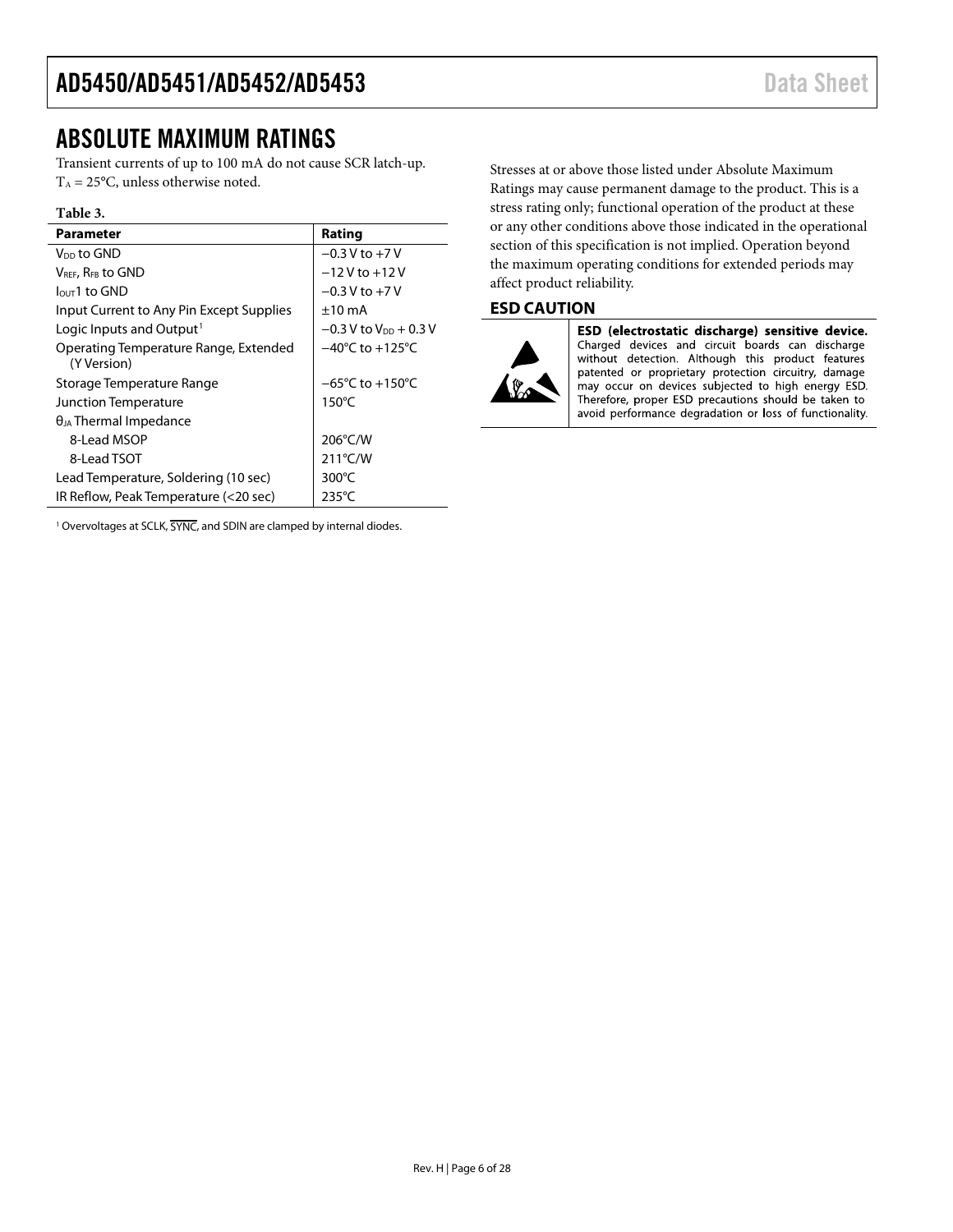# ABSOLUTE MAXIMUM RATINGS

Transient currents of up to 100 mA do not cause SCR latch-up.
$T_A$ = 25°C, unless otherwise noted.

**Table 3.**

| Parameter | Rating |
|---|---|
| $V_{DD}$ to GND | −0.3 V to +7 V |
| $V_{REF}$, $R_{FB}$ to GND | −12 V to +12 V |
| $I_{OUT}1$ to GND | −0.3 V to +7 V |
| Input Current to Any Pin Except Supplies | ±10 mA |
| Logic Inputs and Output[1] | −0.3 V to $V_{DD}$ + 0.3 V |
| Operating Temperature Range, Extended (Y Version) | −40°C to +125°C |
| Storage Temperature Range | −65°C to +150°C |
| Junction Temperature | 150°C |
| $θ_{JA}$ Thermal Impedance | |
| 8-Lead MSOP | 206°C/W |
| 8-Lead TSOT | 211°C/W |
| Lead Temperature, Soldering (10 sec) | 300°C |
| IR Reflow, Peak Temperature (<20 sec) | 235°C |

[1] Overvoltages at SCLK, $\overline{SYNC}$, and SDIN are clamped by internal diodes.

Stresses at or above those listed under Absolute Maximum Ratings may cause permanent damage to the product. This is a stress rating only; functional operation of the product at these or any other conditions above those indicated in the operational section of this specification is not implied. Operation beyond the maximum operating conditions for extended periods may affect product reliability.

## ESD CAUTION

**ESD (electrostatic discharge) sensitive device.** Charged devices and circuit boards can discharge without detection. Although this product features patented or proprietary protection circuitry, damage may occur on devices subjected to high energy ESD. Therefore, proper ESD precautions should be taken to avoid performance degradation or loss of functionality.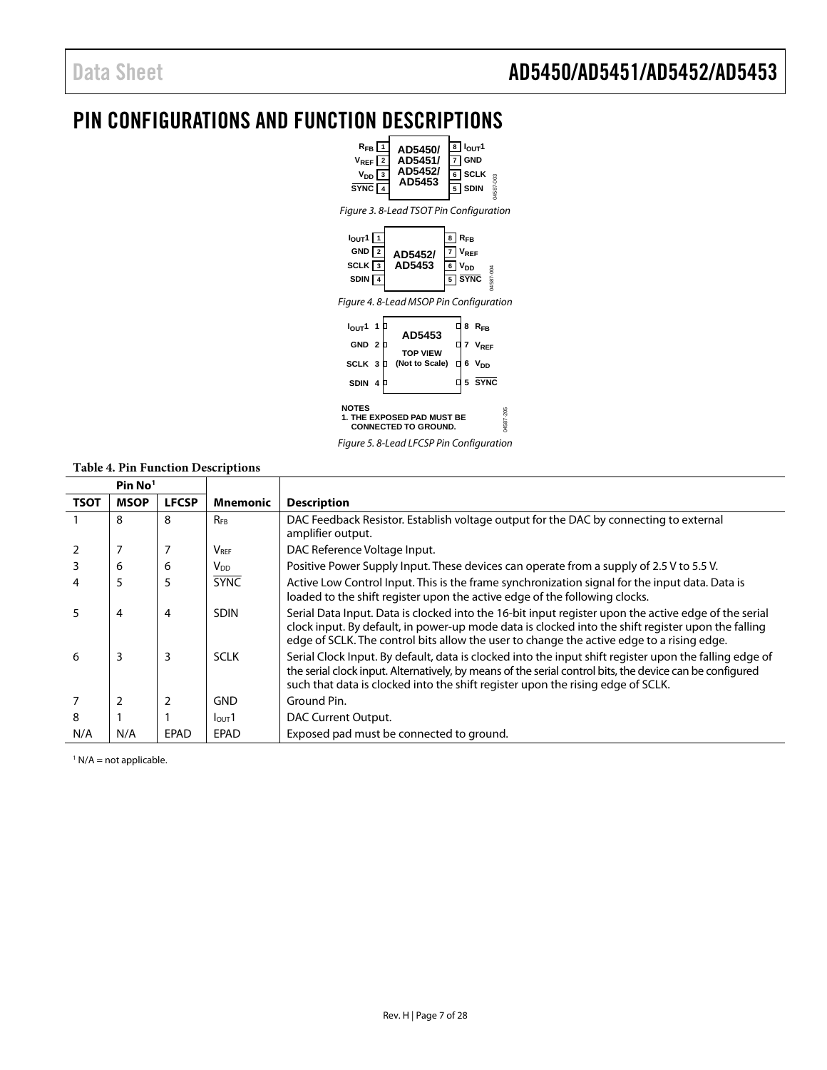## PIN CONFIGURATIONS AND FUNCTION DESCRIPTIONS

Figure 3. 8-Lead TSOT Pin Configuration

Figure 4. 8-Lead MSOP Pin Configuration

Figure 5. 8-Lead LFCSP Pin Configuration

**Table 4. Pin Function Descriptions**

| Pin No[1] | | | | |
|---|---|---|---|---|
| **TSOT** | **MSOP** | **LFCSP** | **Mnemonic** | **Description** |
| 1 | 8 | 8 | $R_{FB}$ | DAC Feedback Resistor. Establish voltage output for the DAC by connecting to external amplifier output. |
| 2 | 7 | 7 | $V_{REF}$ | DAC Reference Voltage Input. |
| 3 | 6 | 6 | $V_{DD}$ | Positive Power Supply Input. These devices can operate from a supply of 2.5 V to 5.5 V. |
| 4 | 5 | 5 | $\overline{SYNC}$ | Active Low Control Input. This is the frame synchronization signal for the input data. Data is loaded to the shift register upon the active edge of the following clocks. |
| 5 | 4 | 4 | SDIN | Serial Data Input. Data is clocked into the 16-bit input register upon the active edge of the serial clock input. By default, in power-up mode data is clocked into the shift register upon the falling edge of SCLK. The control bits allow the user to change the active edge to a rising edge. |
| 6 | 3 | 3 | SCLK | Serial Clock Input. By default, data is clocked into the input shift register upon the falling edge of the serial clock input. Alternatively, by means of the serial control bits, the device can be configured such that data is clocked into the shift register upon the rising edge of SCLK. |
| 7 | 2 | 2 | GND | Ground Pin. |
| 8 | 1 | 1 | $I_{OUT}1$ | DAC Current Output. |
| N/A | N/A | EPAD | EPAD | Exposed pad must be connected to ground. |

[1] N/A = not applicable.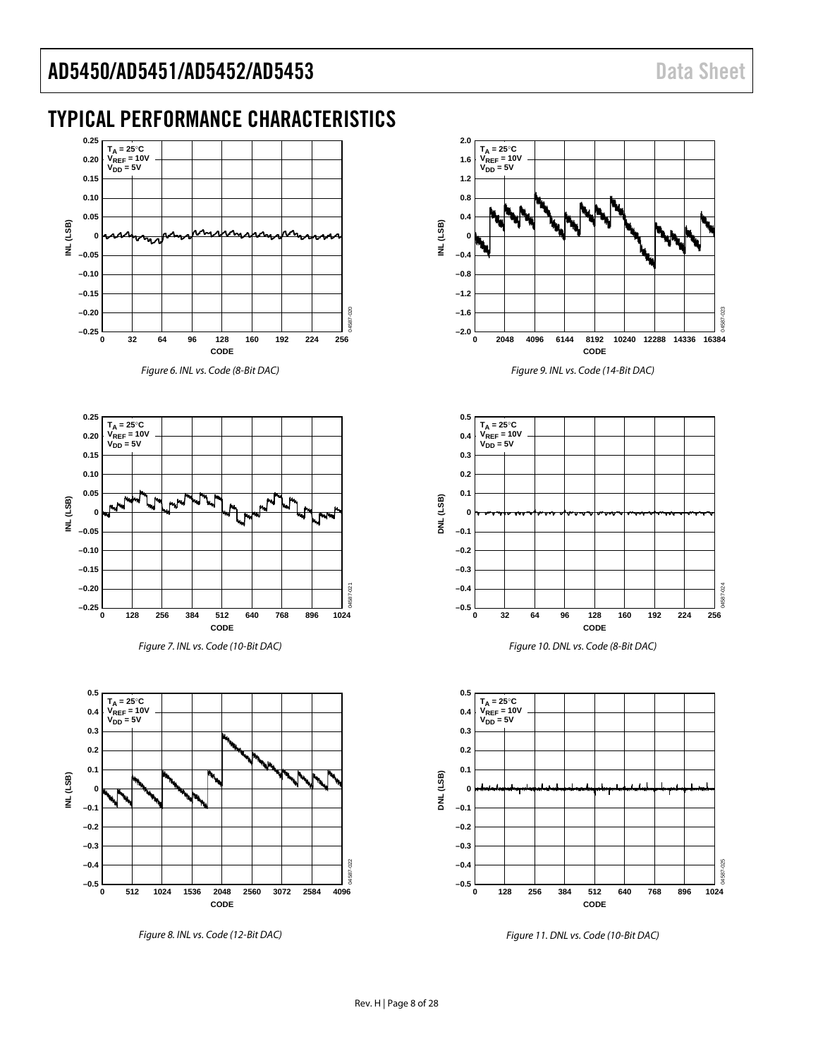## TYPICAL PERFORMANCE CHARACTERISTICS

*Figure 6. INL vs. Code (8-Bit DAC)*

*Figure 7. INL vs. Code (10-Bit DAC)*

*Figure 8. INL vs. Code (12-Bit DAC)*

*Figure 9. INL vs. Code (14-Bit DAC)*

*Figure 10. DNL vs. Code (8-Bit DAC)*

*Figure 11. DNL vs. Code (10-Bit DAC)*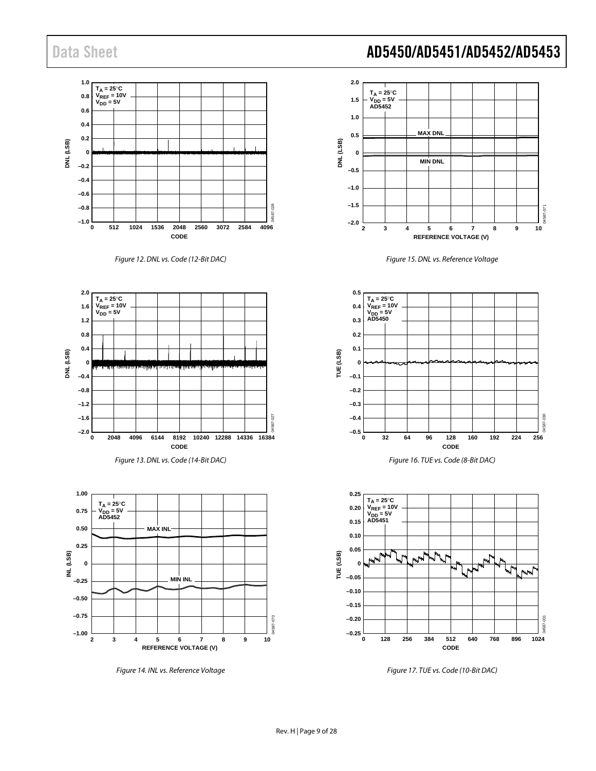Figure 12. DNL vs. Code (12-Bit DAC)

Figure 13. DNL vs. Code (14-Bit DAC)

Figure 14. INL vs. Reference Voltage

Figure 15. DNL vs. Reference Voltage

Figure 16. TUE vs. Code (8-Bit DAC)

Figure 17. TUE vs. Code (10-Bit DAC)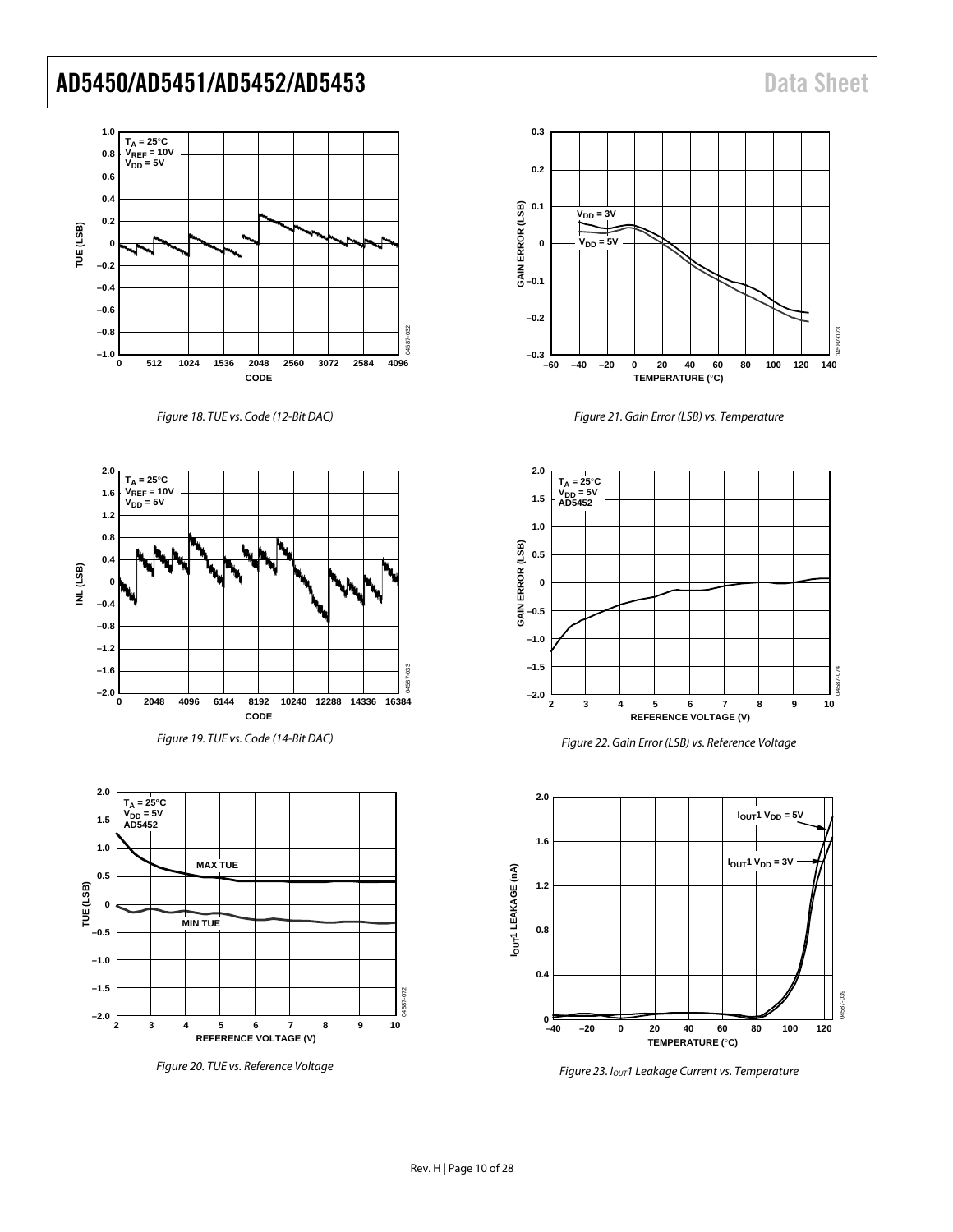Figure 18. TUE vs. Code (12-Bit DAC)

Figure 19. TUE vs. Code (14-Bit DAC)

Figure 20. TUE vs. Reference Voltage

Figure 21. Gain Error (LSB) vs. Temperature

Figure 22. Gain Error (LSB) vs. Reference Voltage

Figure 23. $I_{OUT}1$ Leakage Current vs. Temperature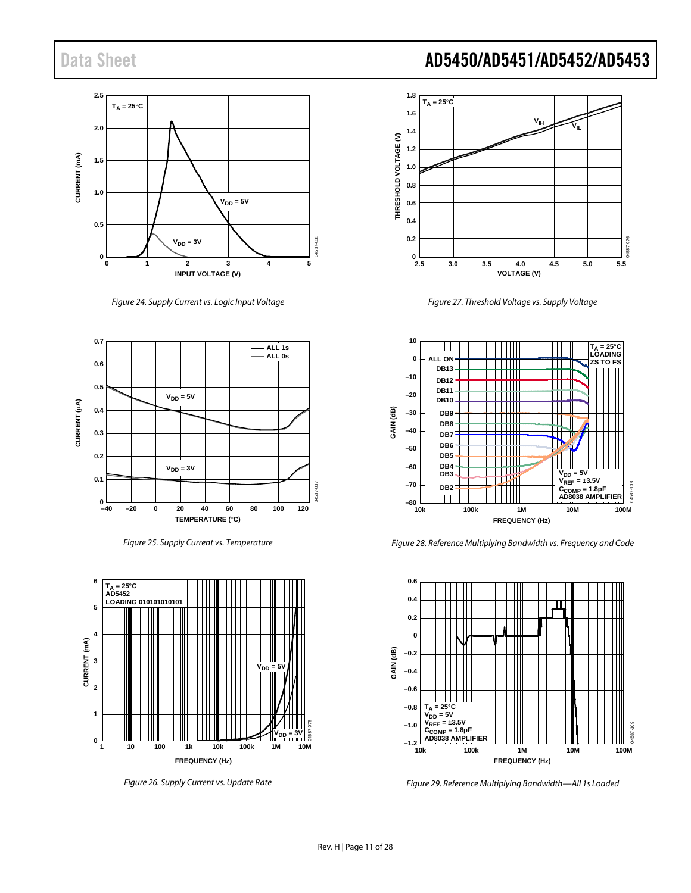Figure 24. Supply Current vs. Logic Input Voltage

Figure 25. Supply Current vs. Temperature

Figure 26. Supply Current vs. Update Rate

Figure 27. Threshold Voltage vs. Supply Voltage

Figure 28. Reference Multiplying Bandwidth vs. Frequency and Code

Figure 29. Reference Multiplying Bandwidth—All 1s Loaded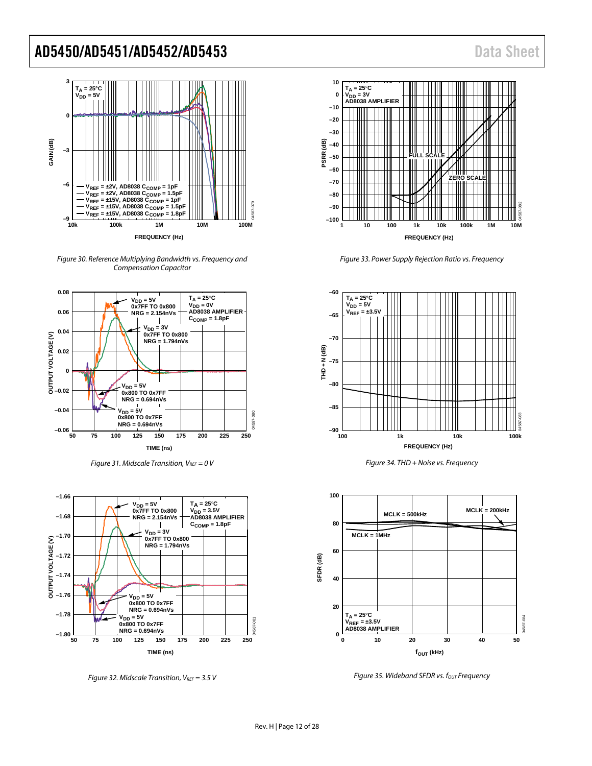Figure 30. Reference Multiplying Bandwidth vs. Frequency and Compensation Capacitor

Figure 31. Midscale Transition, $V_{REF}$ = 0 V

Figure 32. Midscale Transition, $V_{REF}$ = 3.5 V

Figure 33. Power Supply Rejection Ratio vs. Frequency

Figure 34. THD + Noise vs. Frequency

Figure 35. Wideband SFDR vs. $f_{OUT}$ Frequency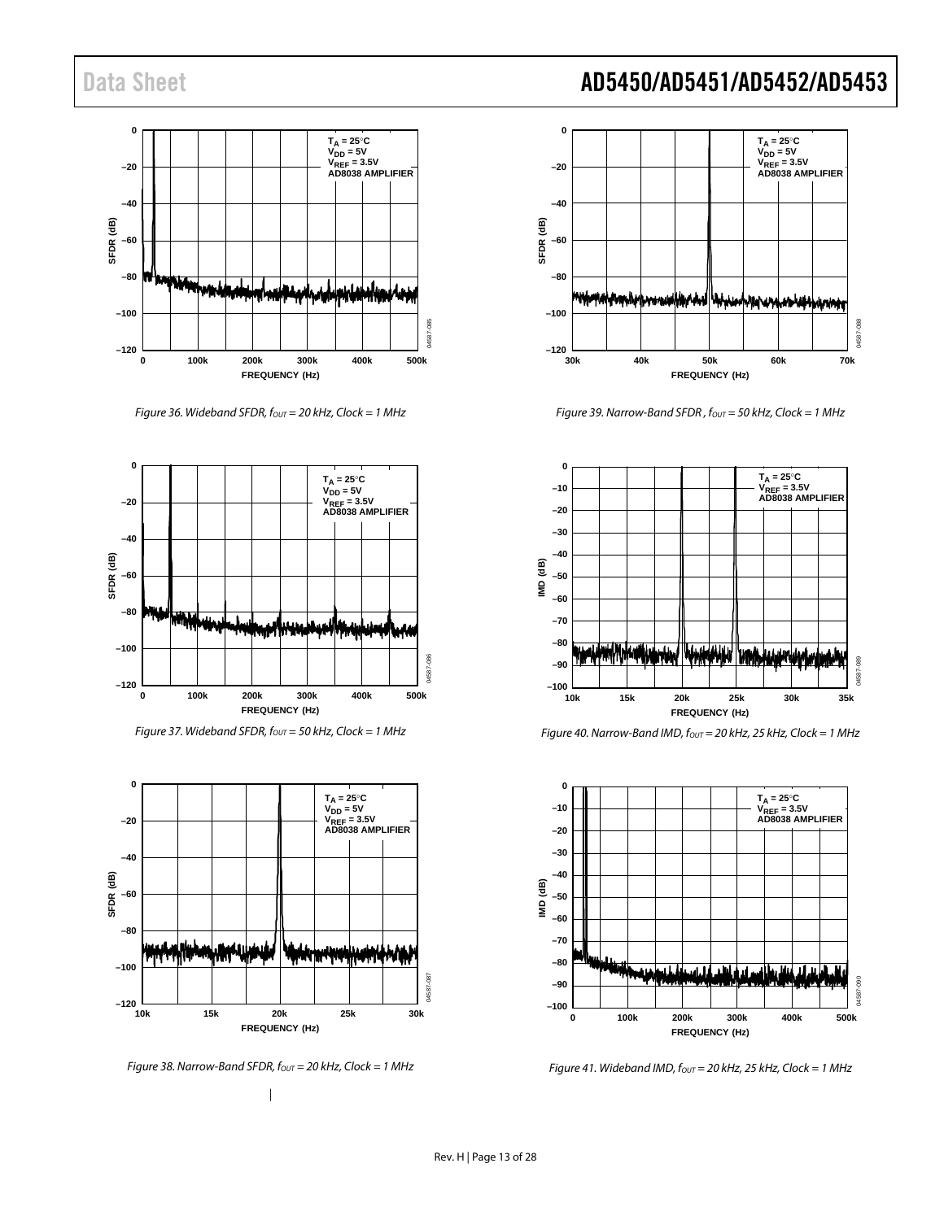Figure 36. Wideband SFDR, $f_{OUT}$ = 20 kHz, Clock = 1 MHz

Figure 37. Wideband SFDR, $f_{OUT}$ = 50 kHz, Clock = 1 MHz

Figure 38. Narrow-Band SFDR, $f_{OUT}$ = 20 kHz, Clock = 1 MHz

Figure 39. Narrow-Band SFDR, $f_{OUT}$ = 50 kHz, Clock = 1 MHz

Figure 40. Narrow-Band IMD, $f_{OUT}$ = 20 kHz, 25 kHz, Clock = 1 MHz

Figure 41. Wideband IMD, $f_{OUT}$ = 20 kHz, 25 kHz, Clock = 1 MHz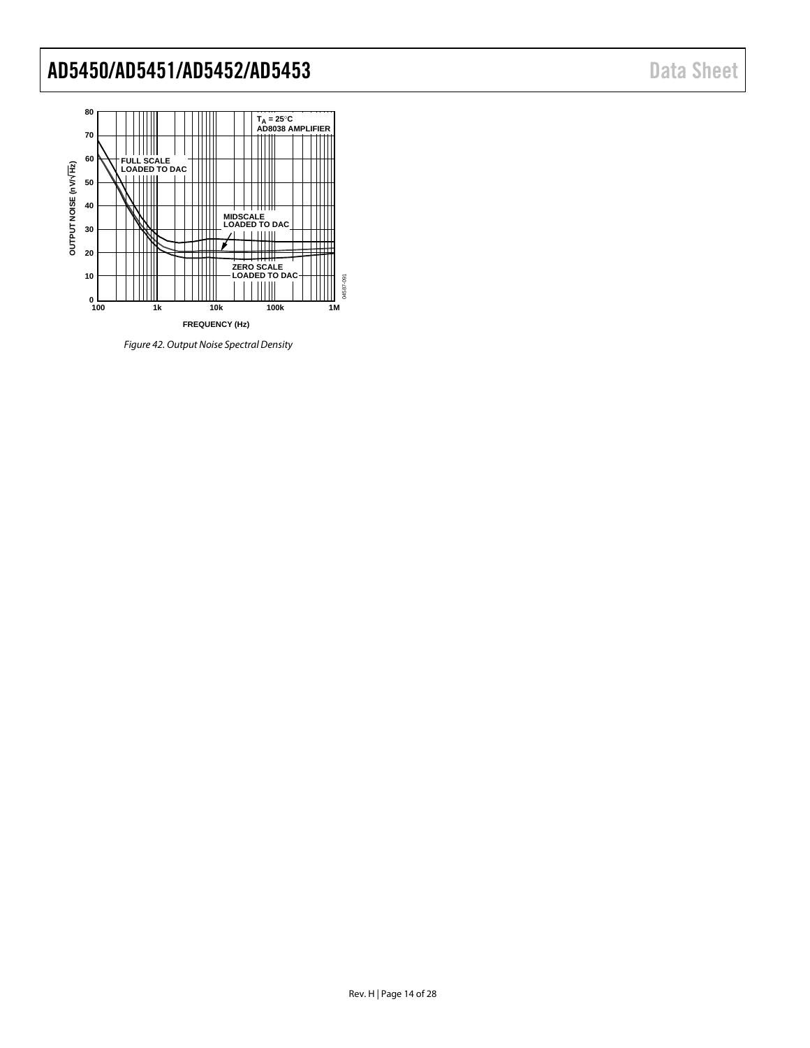Figure 42. Output Noise Spectral Density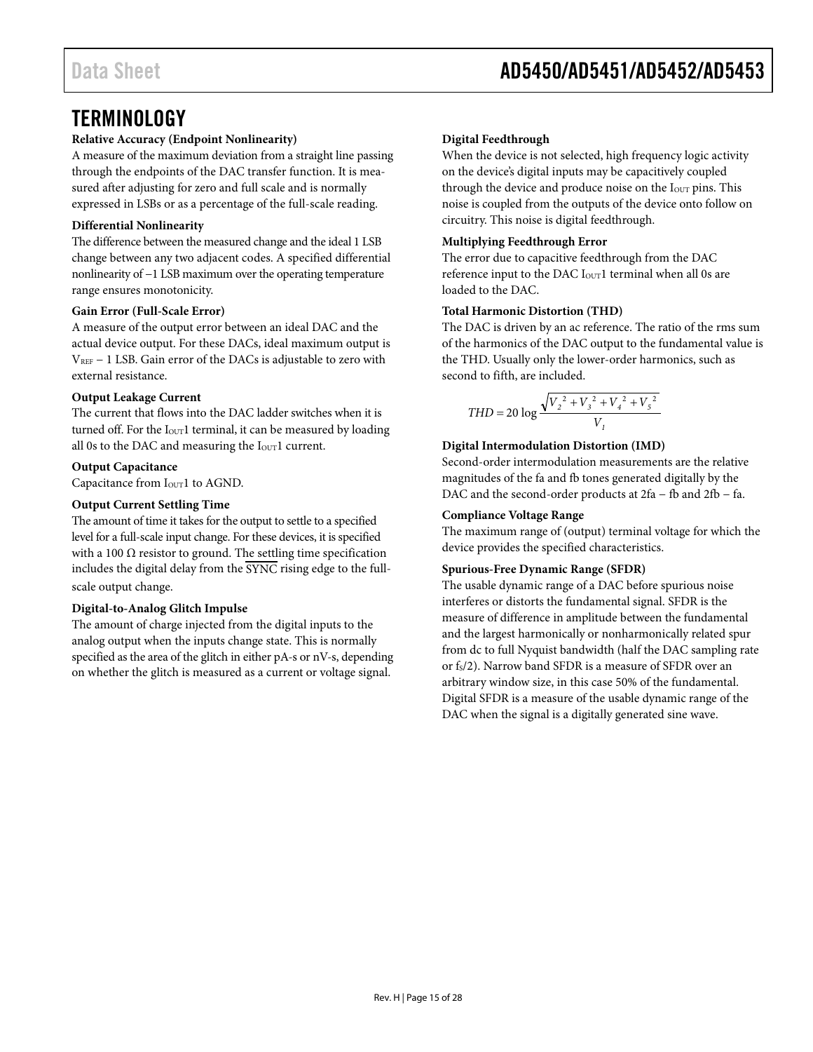# TERMINOLOGY

**Relative Accuracy (Endpoint Nonlinearity)**

A measure of the maximum deviation from a straight line passing through the endpoints of the DAC transfer function. It is measured after adjusting for zero and full scale and is normally expressed in LSBs or as a percentage of the full-scale reading.

**Differential Nonlinearity**

The difference between the measured change and the ideal 1 LSB change between any two adjacent codes. A specified differential nonlinearity of −1 LSB maximum over the operating temperature range ensures monotonicity.

**Gain Error (Full-Scale Error)**

A measure of the output error between an ideal DAC and the actual device output. For these DACs, ideal maximum output is $V_{REF}$ − 1 LSB. Gain error of the DACs is adjustable to zero with external resistance.

**Output Leakage Current**

The current that flows into the DAC ladder switches when it is turned off. For the $I_{OUT}1$ terminal, it can be measured by loading all 0s to the DAC and measuring the $I_{OUT}1$ current.

**Output Capacitance**

Capacitance from $I_{OUT}1$ to AGND.

**Output Current Settling Time**

The amount of time it takes for the output to settle to a specified level for a full-scale input change. For these devices, it is specified with a 100 Ω resistor to ground. The settling time specification includes the digital delay from the $\overline{\text{SYNC}}$ rising edge to the full-scale output change.

**Digital-to-Analog Glitch Impulse**

The amount of charge injected from the digital inputs to the analog output when the inputs change state. This is normally specified as the area of the glitch in either pA-s or nV-s, depending on whether the glitch is measured as a current or voltage signal.

**Digital Feedthrough**

When the device is not selected, high frequency logic activity on the device's digital inputs may be capacitively coupled through the device and produce noise on the $I_{OUT}$ pins. This noise is coupled from the outputs of the device onto follow on circuitry. This noise is digital feedthrough.

**Multiplying Feedthrough Error**

The error due to capacitive feedthrough from the DAC reference input to the DAC $I_{OUT}1$ terminal when all 0s are loaded to the DAC.

**Total Harmonic Distortion (THD)**

The DAC is driven by an ac reference. The ratio of the rms sum of the harmonics of the DAC output to the fundamental value is the THD. Usually only the lower-order harmonics, such as second to fifth, are included.

$$THD = 20\log\frac{\sqrt{V_2^2 + V_3^2 + V_4^2 + V_5^2}}{V_1}$$

**Digital Intermodulation Distortion (IMD)**

Second-order intermodulation measurements are the relative magnitudes of the fa and fb tones generated digitally by the DAC and the second-order products at 2fa − fb and 2fb − fa.

**Compliance Voltage Range**

The maximum range of (output) terminal voltage for which the device provides the specified characteristics.

**Spurious-Free Dynamic Range (SFDR)**

The usable dynamic range of a DAC before spurious noise interferes or distorts the fundamental signal. SFDR is the measure of difference in amplitude between the fundamental and the largest harmonically or nonharmonically related spur from dc to full Nyquist bandwidth (half the DAC sampling rate or $f_S/2$). Narrow band SFDR is a measure of SFDR over an arbitrary window size, in this case 50% of the fundamental. Digital SFDR is a measure of the usable dynamic range of the DAC when the signal is a digitally generated sine wave.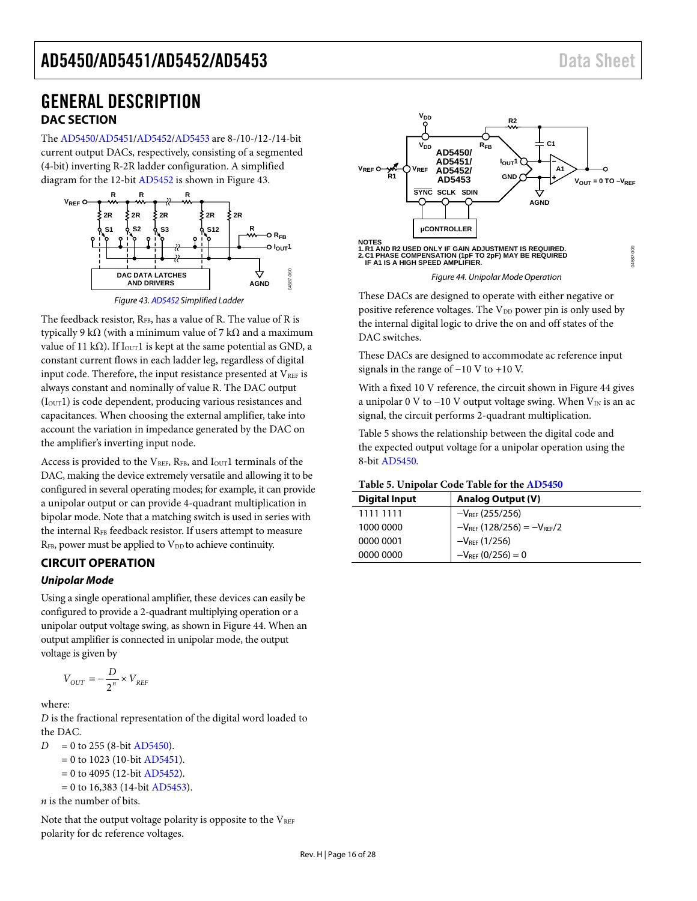# GENERAL DESCRIPTION

## DAC SECTION

The AD5450/AD5451/AD5452/AD5453 are 8-/10-/12-/14-bit current output DACs, respectively, consisting of a segmented (4-bit) inverting R-2R ladder configuration. A simplified diagram for the 12-bit AD5452 is shown in Figure 43.

Figure 43. AD5452 Simplified Ladder

The feedback resistor, $R_{FB}$, has a value of R. The value of R is typically 9 kΩ (with a minimum value of 7 kΩ and a maximum value of 11 kΩ). If $I_{OUT}1$ is kept at the same potential as GND, a constant current flows in each ladder leg, regardless of digital input code. Therefore, the input resistance presented at $V_{REF}$ is always constant and nominally of value R. The DAC output ($I_{OUT}1$) is code dependent, producing various resistances and capacitances. When choosing the external amplifier, take into account the variation in impedance generated by the DAC on the amplifier's inverting input node.

Access is provided to the $V_{REF}$, $R_{FB}$, and $I_{OUT}1$ terminals of the DAC, making the device extremely versatile and allowing it to be configured in several operating modes; for example, it can provide a unipolar output or can provide 4-quadrant multiplication in bipolar mode. Note that a matching switch is used in series with the internal $R_{FB}$ feedback resistor. If users attempt to measure $R_{FB}$, power must be applied to $V_{DD}$ to achieve continuity.

## CIRCUIT OPERATION

### *Unipolar Mode*

Using a single operational amplifier, these devices can easily be configured to provide a 2-quadrant multiplying operation or a unipolar output voltage swing, as shown in Figure 44. When an output amplifier is connected in unipolar mode, the output voltage is given by

$$V_{OUT} = -\frac{D}{2^n} \times V_{REF}$$

where:
$D$ is the fractional representation of the digital word loaded to the DAC.
$D$ = 0 to 255 (8-bit AD5450).
= 0 to 1023 (10-bit AD5451).
= 0 to 4095 (12-bit AD5452).
= 0 to 16,383 (14-bit AD5453).
$n$ is the number of bits.

Note that the output voltage polarity is opposite to the $V_{REF}$ polarity for dc reference voltages.

NOTES
1. R1 AND R2 USED ONLY IF GAIN ADJUSTMENT IS REQUIRED.
2. C1 PHASE COMPENSATION (1pF TO 2pF) MAY BE REQUIRED IF A1 IS A HIGH SPEED AMPLIFIER.

Figure 44. Unipolar Mode Operation

These DACs are designed to operate with either negative or positive reference voltages. The $V_{DD}$ power pin is only used by the internal digital logic to drive the on and off states of the DAC switches.

These DACs are designed to accommodate ac reference input signals in the range of −10 V to +10 V.

With a fixed 10 V reference, the circuit shown in Figure 44 gives a unipolar 0 V to −10 V output voltage swing. When $V_{IN}$ is an ac signal, the circuit performs 2-quadrant multiplication.

Table 5 shows the relationship between the digital code and the expected output voltage for a unipolar operation using the 8-bit AD5450.

**Table 5. Unipolar Code Table for the AD5450**

| Digital Input | Analog Output (V) |
|---|---|
| 1111 1111 | $-V_{REF}$ (255/256) |
| 1000 0000 | $-V_{REF}$ (128/256) = $-V_{REF}/2$ |
| 0000 0001 | $-V_{REF}$ (1/256) |
| 0000 0000 | $-V_{REF}$ (0/256) = 0 |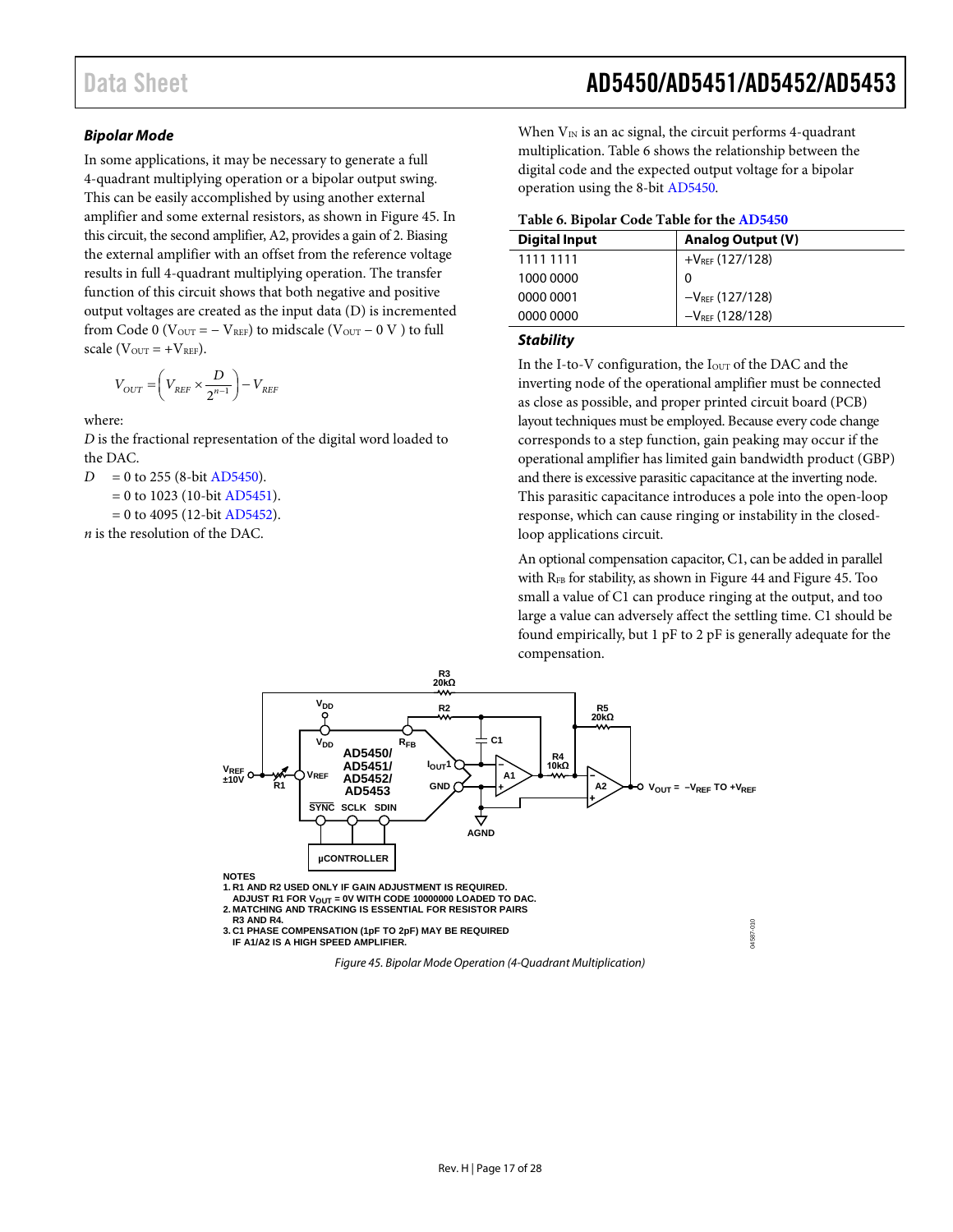### *Bipolar Mode*

In some applications, it may be necessary to generate a full 4-quadrant multiplying operation or a bipolar output swing. This can be easily accomplished by using another external amplifier and some external resistors, as shown in Figure 45. In this circuit, the second amplifier, A2, provides a gain of 2. Biasing the external amplifier with an offset from the reference voltage results in full 4-quadrant multiplying operation. The transfer function of this circuit shows that both negative and positive output voltages are created as the input data (D) is incremented from Code 0 ($V_{OUT} = -V_{REF}$) to midscale ($V_{OUT} - 0$ V ) to full scale ($V_{OUT} = +V_{REF}$).

$$V_{OUT} = \left(V_{REF} \times \frac{D}{2^{n-1}}\right) - V_{REF}$$

where:
*D* is the fractional representation of the digital word loaded to the DAC.
*D* = 0 to 255 (8-bit AD5450).
= 0 to 1023 (10-bit AD5451).
= 0 to 4095 (12-bit AD5452).
*n* is the resolution of the DAC.

When $V_{IN}$ is an ac signal, the circuit performs 4-quadrant multiplication. Table 6 shows the relationship between the digital code and the expected output voltage for a bipolar operation using the 8-bit AD5450.

**Table 6. Bipolar Code Table for the AD5450**

| Digital Input | Analog Output (V) |
|---|---|
| 1111 1111 | $+V_{REF}$ (127/128) |
| 1000 0000 | 0 |
| 0000 0001 | $-V_{REF}$ (127/128) |
| 0000 0000 | $-V_{REF}$ (128/128) |

### *Stability*

In the I-to-V configuration, the $I_{OUT}$ of the DAC and the inverting node of the operational amplifier must be connected as close as possible, and proper printed circuit board (PCB) layout techniques must be employed. Because every code change corresponds to a step function, gain peaking may occur if the operational amplifier has limited gain bandwidth product (GBP) and there is excessive parasitic capacitance at the inverting node. This parasitic capacitance introduces a pole into the open-loop response, which can cause ringing or instability in the closed-loop applications circuit.

An optional compensation capacitor, C1, can be added in parallel with $R_{FB}$ for stability, as shown in Figure 44 and Figure 45. Too small a value of C1 can produce ringing at the output, and too large a value can adversely affect the settling time. C1 should be found empirically, but 1 pF to 2 pF is generally adequate for the compensation.

NOTES
1. R1 AND R2 USED ONLY IF GAIN ADJUSTMENT IS REQUIRED. ADJUST R1 FOR $V_{OUT}$ = 0V WITH CODE 10000000 LOADED TO DAC.
2. MATCHING AND TRACKING IS ESSENTIAL FOR RESISTOR PAIRS R3 AND R4.
3. C1 PHASE COMPENSATION (1pF TO 2pF) MAY BE REQUIRED IF A1/A2 IS A HIGH SPEED AMPLIFIER.

*Figure 45. Bipolar Mode Operation (4-Quadrant Multiplication)*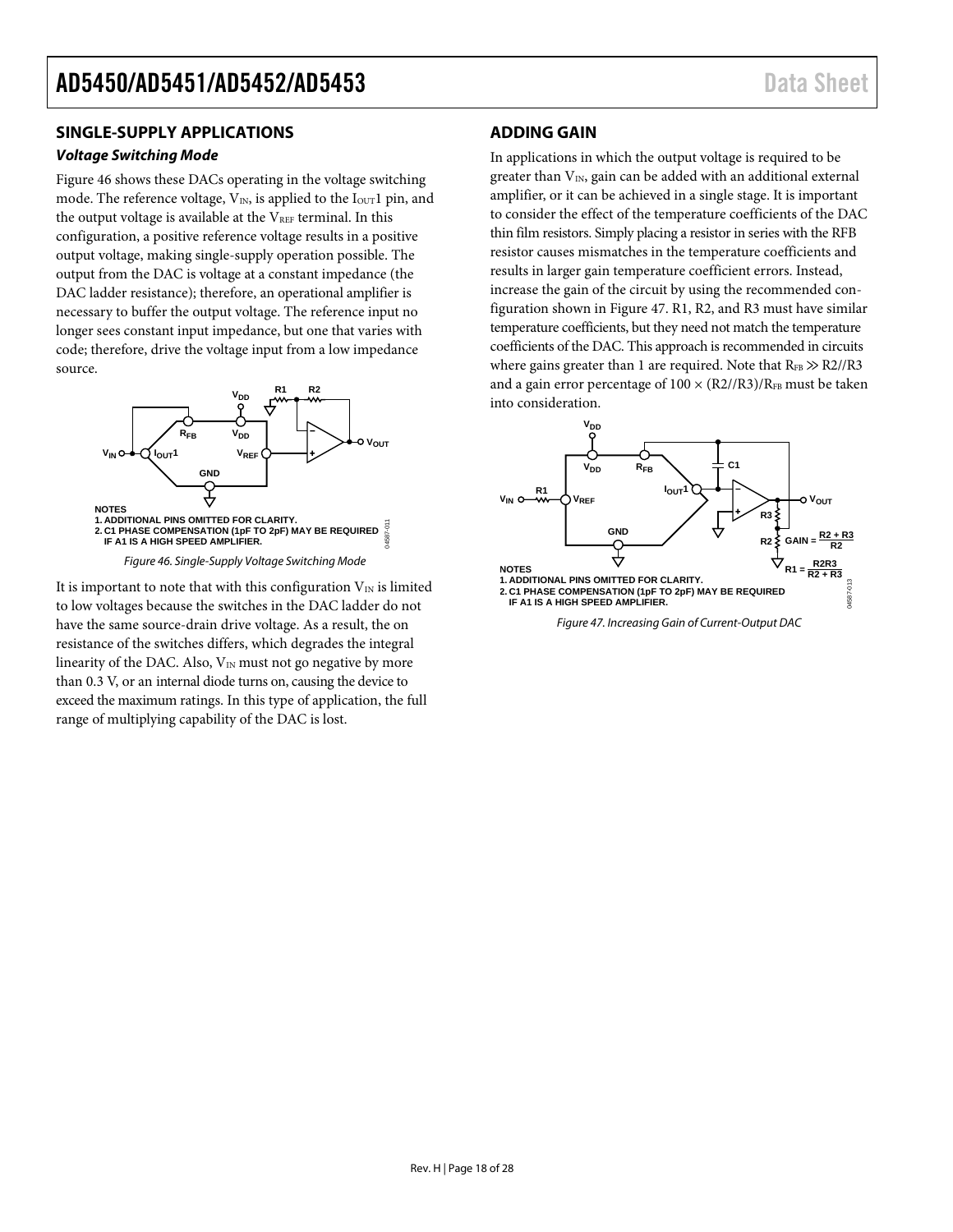## SINGLE-SUPPLY APPLICATIONS

### *Voltage Switching Mode*

Figure 46 shows these DACs operating in the voltage switching mode. The reference voltage, $V_{IN}$, is applied to the $I_{OUT}1$ pin, and the output voltage is available at the $V_{REF}$ terminal. In this configuration, a positive reference voltage results in a positive output voltage, making single-supply operation possible. The output from the DAC is voltage at a constant impedance (the DAC ladder resistance); therefore, an operational amplifier is necessary to buffer the output voltage. The reference input no longer sees constant input impedance, but one that varies with code; therefore, drive the voltage input from a low impedance source.

NOTES
1. ADDITIONAL PINS OMITTED FOR CLARITY.
2. C1 PHASE COMPENSATION (1pF TO 2pF) MAY BE REQUIRED IF A1 IS A HIGH SPEED AMPLIFIER.

*Figure 46. Single-Supply Voltage Switching Mode*

It is important to note that with this configuration $V_{IN}$ is limited to low voltages because the switches in the DAC ladder do not have the same source-drain drive voltage. As a result, the on resistance of the switches differs, which degrades the integral linearity of the DAC. Also, $V_{IN}$ must not go negative by more than 0.3 V, or an internal diode turns on, causing the device to exceed the maximum ratings. In this type of application, the full range of multiplying capability of the DAC is lost.

## ADDING GAIN

In applications in which the output voltage is required to be greater than $V_{IN}$, gain can be added with an additional external amplifier, or it can be achieved in a single stage. It is important to consider the effect of the temperature coefficients of the DAC thin film resistors. Simply placing a resistor in series with the RFB resistor causes mismatches in the temperature coefficients and results in larger gain temperature coefficient errors. Instead, increase the gain of the circuit by using the recommended configuration shown in Figure 47. R1, R2, and R3 must have similar temperature coefficients, but they need not match the temperature coefficients of the DAC. This approach is recommended in circuits where gains greater than 1 are required. Note that $R_{FB} \gg R2//R3$ and a gain error percentage of $100 \times (R2//R3)/R_{FB}$ must be taken into consideration.

$$GAIN = \frac{R2 + R3}{R2}$$

$$R1 = \frac{R2R3}{R2 + R3}$$

NOTES
1. ADDITIONAL PINS OMITTED FOR CLARITY.
2. C1 PHASE COMPENSATION (1pF TO 2pF) MAY BE REQUIRED IF A1 IS A HIGH SPEED AMPLIFIER.

*Figure 47. Increasing Gain of Current-Output DAC*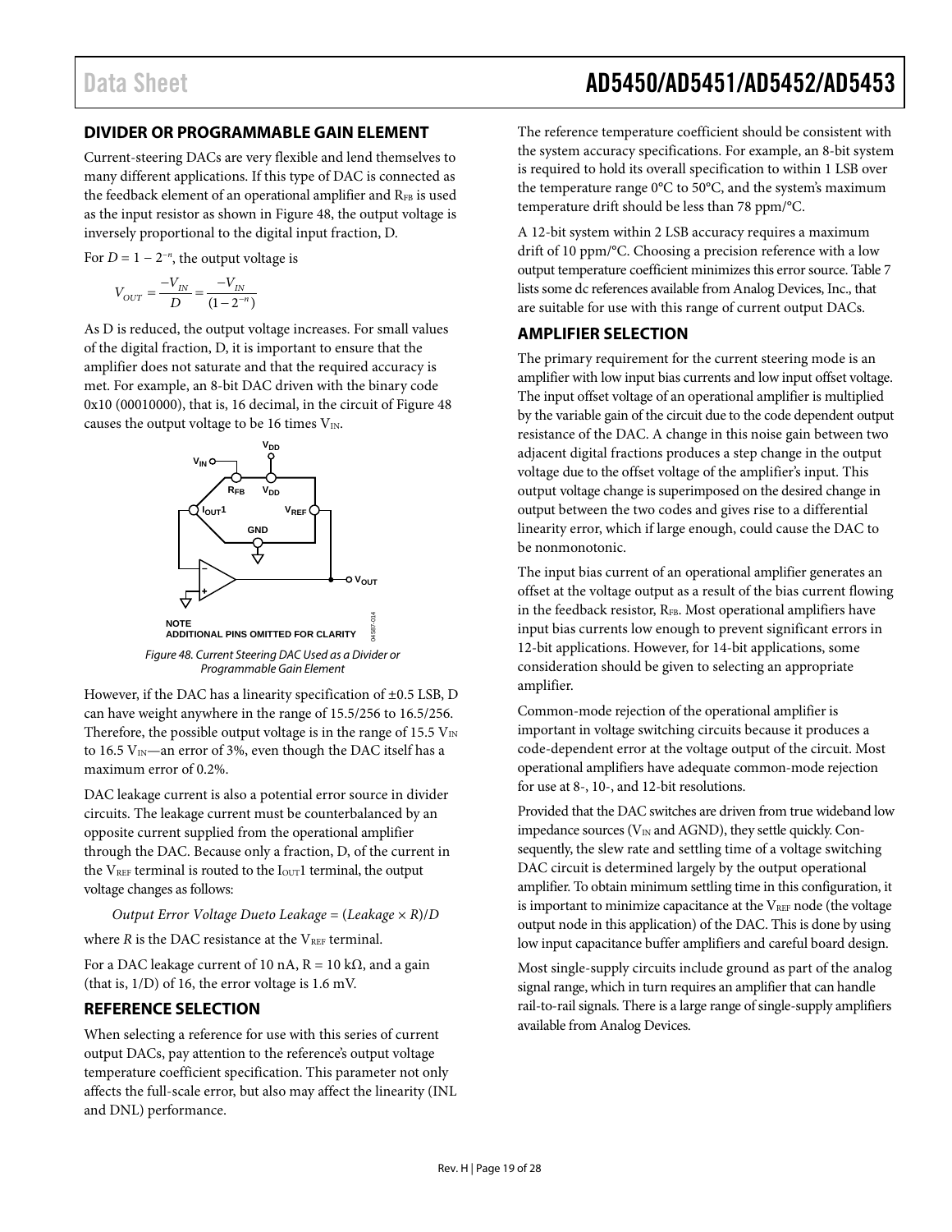## DIVIDER OR PROGRAMMABLE GAIN ELEMENT

Current-steering DACs are very flexible and lend themselves to many different applications. If this type of DAC is connected as the feedback element of an operational amplifier and $R_{FB}$ is used as the input resistor as shown in Figure 48, the output voltage is inversely proportional to the digital input fraction, D.

For $D = 1 - 2^{-n}$, the output voltage is

$$V_{OUT} = \frac{-V_{IN}}{D} = \frac{-V_{IN}}{(1 - 2^{-n})}$$

As D is reduced, the output voltage increases. For small values of the digital fraction, D, it is important to ensure that the amplifier does not saturate and that the required accuracy is met. For example, an 8-bit DAC driven with the binary code 0x10 (00010000), that is, 16 decimal, in the circuit of Figure 48 causes the output voltage to be 16 times $V_{IN}$.

NOTE
ADDITIONAL PINS OMITTED FOR CLARITY

*Figure 48. Current Steering DAC Used as a Divider or Programmable Gain Element*

However, if the DAC has a linearity specification of ±0.5 LSB, D can have weight anywhere in the range of 15.5/256 to 16.5/256. Therefore, the possible output voltage is in the range of 15.5 $V_{IN}$ to 16.5 $V_{IN}$—an error of 3%, even though the DAC itself has a maximum error of 0.2%.

DAC leakage current is also a potential error source in divider circuits. The leakage current must be counterbalanced by an opposite current supplied from the operational amplifier through the DAC. Because only a fraction, D, of the current in the $V_{REF}$ terminal is routed to the $I_{OUT}1$ terminal, the output voltage changes as follows:

*Output Error Voltage Dueto Leakage* = (*Leakage* × *R*)/*D*

where *R* is the DAC resistance at the $V_{REF}$ terminal.

For a DAC leakage current of 10 nA, R = 10 kΩ, and a gain (that is, 1/D) of 16, the error voltage is 1.6 mV.

## REFERENCE SELECTION

When selecting a reference for use with this series of current output DACs, pay attention to the reference's output voltage temperature coefficient specification. This parameter not only affects the full-scale error, but also may affect the linearity (INL and DNL) performance.

The reference temperature coefficient should be consistent with the system accuracy specifications. For example, an 8-bit system is required to hold its overall specification to within 1 LSB over the temperature range 0°C to 50°C, and the system's maximum temperature drift should be less than 78 ppm/°C.

A 12-bit system within 2 LSB accuracy requires a maximum drift of 10 ppm/°C. Choosing a precision reference with a low output temperature coefficient minimizes this error source. Table 7 lists some dc references available from Analog Devices, Inc., that are suitable for use with this range of current output DACs.

## AMPLIFIER SELECTION

The primary requirement for the current steering mode is an amplifier with low input bias currents and low input offset voltage. The input offset voltage of an operational amplifier is multiplied by the variable gain of the circuit due to the code dependent output resistance of the DAC. A change in this noise gain between two adjacent digital fractions produces a step change in the output voltage due to the offset voltage of the amplifier's input. This output voltage change is superimposed on the desired change in output between the two codes and gives rise to a differential linearity error, which if large enough, could cause the DAC to be nonmonotonic.

The input bias current of an operational amplifier generates an offset at the voltage output as a result of the bias current flowing in the feedback resistor, $R_{FB}$. Most operational amplifiers have input bias currents low enough to prevent significant errors in 12-bit applications. However, for 14-bit applications, some consideration should be given to selecting an appropriate amplifier.

Common-mode rejection of the operational amplifier is important in voltage switching circuits because it produces a code-dependent error at the voltage output of the circuit. Most operational amplifiers have adequate common-mode rejection for use at 8-, 10-, and 12-bit resolutions.

Provided that the DAC switches are driven from true wideband low impedance sources ($V_{IN}$ and AGND), they settle quickly. Consequently, the slew rate and settling time of a voltage switching DAC circuit is determined largely by the output operational amplifier. To obtain minimum settling time in this configuration, it is important to minimize capacitance at the $V_{REF}$ node (the voltage output node in this application) of the DAC. This is done by using low input capacitance buffer amplifiers and careful board design.

Most single-supply circuits include ground as part of the analog signal range, which in turn requires an amplifier that can handle rail-to-rail signals. There is a large range of single-supply amplifiers available from Analog Devices.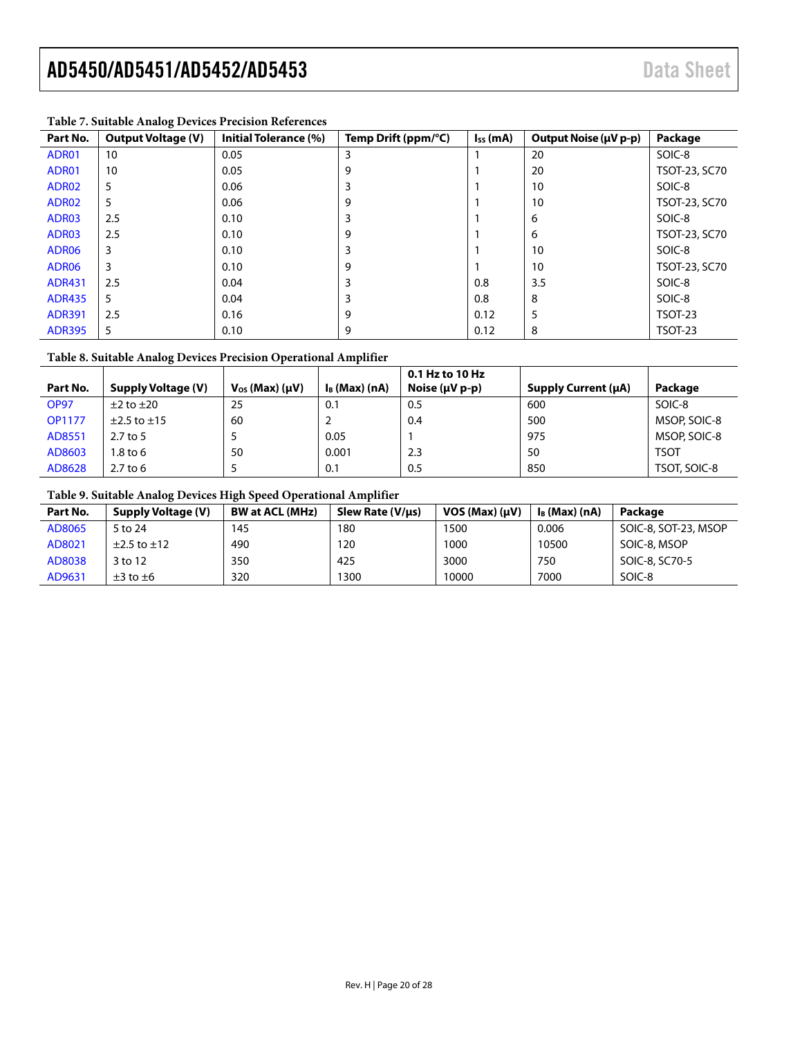**Table 7. Suitable Analog Devices Precision References**

| Part No. | Output Voltage (V) | Initial Tolerance (%) | Temp Drift (ppm/°C) | $I_{SS}$ (mA) | Output Noise (µV p-p) | Package |
|---|---|---|---|---|---|---|
| ADR01 | 10 | 0.05 | 3 | 1 | 20 | SOIC-8 |
| ADR01 | 10 | 0.05 | 9 | 1 | 20 | TSOT-23, SC70 |
| ADR02 | 5 | 0.06 | 3 | 1 | 10 | SOIC-8 |
| ADR02 | 5 | 0.06 | 9 | 1 | 10 | TSOT-23, SC70 |
| ADR03 | 2.5 | 0.10 | 3 | 1 | 6 | SOIC-8 |
| ADR03 | 2.5 | 0.10 | 9 | 1 | 6 | TSOT-23, SC70 |
| ADR06 | 3 | 0.10 | 3 | 1 | 10 | SOIC-8 |
| ADR06 | 3 | 0.10 | 9 | 1 | 10 | TSOT-23, SC70 |
| ADR431 | 2.5 | 0.04 | 3 | 0.8 | 3.5 | SOIC-8 |
| ADR435 | 5 | 0.04 | 3 | 0.8 | 8 | SOIC-8 |
| ADR391 | 2.5 | 0.16 | 9 | 0.12 | 5 | TSOT-23 |
| ADR395 | 5 | 0.10 | 9 | 0.12 | 8 | TSOT-23 |

**Table 8. Suitable Analog Devices Precision Operational Amplifier**

| Part No. | Supply Voltage (V) | $V_{OS}$ (Max) (µV) | $I_B$ (Max) (nA) | 0.1 Hz to 10 Hz Noise (µV p-p) | Supply Current (µA) | Package |
|---|---|---|---|---|---|---|
| OP97 | ±2 to ±20 | 25 | 0.1 | 0.5 | 600 | SOIC-8 |
| OP1177 | ±2.5 to ±15 | 60 | 2 | 0.4 | 500 | MSOP, SOIC-8 |
| AD8551 | 2.7 to 5 | 5 | 0.05 | 1 | 975 | MSOP, SOIC-8 |
| AD8603 | 1.8 to 6 | 50 | 0.001 | 2.3 | 50 | TSOT |
| AD8628 | 2.7 to 6 | 5 | 0.1 | 0.5 | 850 | TSOT, SOIC-8 |

**Table 9. Suitable Analog Devices High Speed Operational Amplifier**

| Part No. | Supply Voltage (V) | BW at ACL (MHz) | Slew Rate (V/µs) | VOS (Max) (µV) | $I_B$ (Max) (nA) | Package |
|---|---|---|---|---|---|---|
| AD8065 | 5 to 24 | 145 | 180 | 1500 | 0.006 | SOIC-8, SOT-23, MSOP |
| AD8021 | ±2.5 to ±12 | 490 | 120 | 1000 | 10500 | SOIC-8, MSOP |
| AD8038 | 3 to 12 | 350 | 425 | 3000 | 750 | SOIC-8, SC70-5 |
| AD9631 | ±3 to ±6 | 320 | 1300 | 10000 | 7000 | SOIC-8 |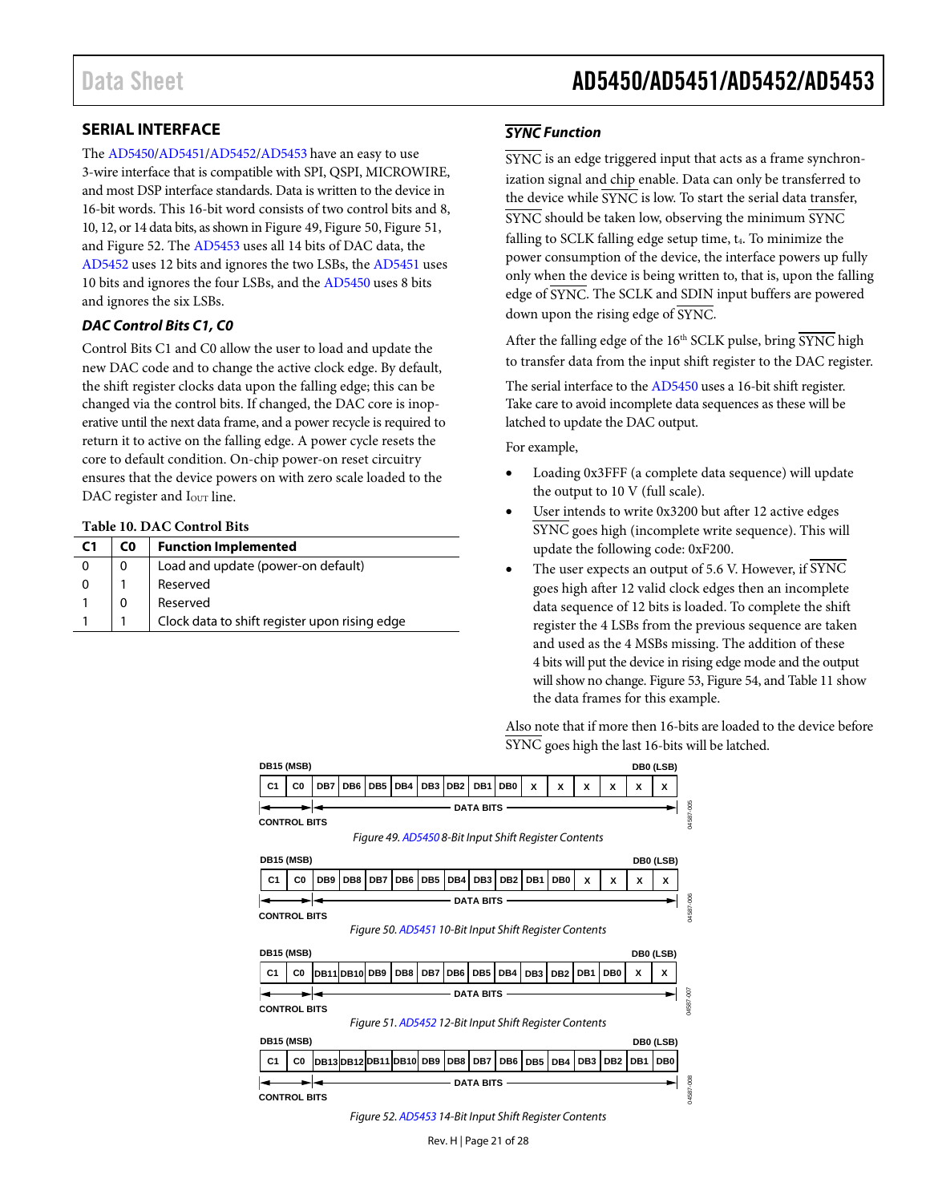## SERIAL INTERFACE

The AD5450/AD5451/AD5452/AD5453 have an easy to use 3-wire interface that is compatible with SPI, QSPI, MICROWIRE, and most DSP interface standards. Data is written to the device in 16-bit words. This 16-bit word consists of two control bits and 8, 10, 12, or 14 data bits, as shown in Figure 49, Figure 50, Figure 51, and Figure 52. The AD5453 uses all 14 bits of DAC data, the AD5452 uses 12 bits and ignores the two LSBs, the AD5451 uses 10 bits and ignores the four LSBs, and the AD5450 uses 8 bits and ignores the six LSBs.

### DAC Control Bits C1, C0

Control Bits C1 and C0 allow the user to load and update the new DAC code and to change the active clock edge. By default, the shift register clocks data upon the falling edge; this can be changed via the control bits. If changed, the DAC core is inoperative until the next data frame, and a power recycle is required to return it to active on the falling edge. A power cycle resets the core to default condition. On-chip power-on reset circuitry ensures that the device powers on with zero scale loaded to the DAC register and $I_{OUT}$ line.

**Table 10. DAC Control Bits**

| C1 | C0 | Function Implemented |
|---|---|---|
| 0 | 0 | Load and update (power-on default) |
| 0 | 1 | Reserved |
| 1 | 0 | Reserved |
| 1 | 1 | Clock data to shift register upon rising edge |

### $\overline{\text{SYNC}}$ Function

$\overline{\text{SYNC}}$ is an edge triggered input that acts as a frame synchronization signal and chip enable. Data can only be transferred to the device while $\overline{\text{SYNC}}$ is low. To start the serial data transfer, $\overline{\text{SYNC}}$ should be taken low, observing the minimum $\overline{\text{SYNC}}$ falling to SCLK falling edge setup time, $t_4$. To minimize the power consumption of the device, the interface powers up fully only when the device is being written to, that is, upon the falling edge of $\overline{\text{SYNC}}$. The SCLK and SDIN input buffers are powered down upon the rising edge of $\overline{\text{SYNC}}$.

After the falling edge of the 16th SCLK pulse, bring $\overline{\text{SYNC}}$ high to transfer data from the input shift register to the DAC register.

The serial interface to the AD5450 uses a 16-bit shift register. Take care to avoid incomplete data sequences as these will be latched to update the DAC output.

For example,

- Loading 0x3FFF (a complete data sequence) will update the output to 10 V (full scale).
- User intends to write 0x3200 but after 12 active edges $\overline{\text{SYNC}}$ goes high (incomplete write sequence). This will update the following code: 0xF200.
- The user expects an output of 5.6 V. However, if $\overline{\text{SYNC}}$ goes high after 12 valid clock edges then an incomplete data sequence of 12 bits is loaded. To complete the shift register the 4 LSBs from the previous sequence are taken and used as the 4 MSBs missing. The addition of these 4 bits will put the device in rising edge mode and the output will show no change. Figure 53, Figure 54, and Table 11 show the data frames for this example.

Also note that if more then 16-bits are loaded to the device before $\overline{\text{SYNC}}$ goes high the last 16-bits will be latched.

| DB15 (MSB) | | | | | | | | | | | | | | | DB0 (LSB) |
|---|---|---|---|---|---|---|---|---|---|---|---|---|---|---|---|
| C1 | C0 | DB7 | DB6 | DB5 | DB4 | DB3 | DB2 | DB1 | DB0 | X | X | X | X | X | X |
| CONTROL BITS | | DATA BITS | | | | | | | | | | | | | |

Figure 49. AD5450 8-Bit Input Shift Register Contents

| DB15 (MSB) | | | | | | | | | | | | | | | DB0 (LSB) |
|---|---|---|---|---|---|---|---|---|---|---|---|---|---|---|---|
| C1 | C0 | DB9 | DB8 | DB7 | DB6 | DB5 | DB4 | DB3 | DB2 | DB1 | DB0 | X | X | X | X |
| CONTROL BITS | | DATA BITS | | | | | | | | | | | | | |

Figure 50. AD5451 10-Bit Input Shift Register Contents

| DB15 (MSB) | | | | | | | | | | | | | | | DB0 (LSB) |
|---|---|---|---|---|---|---|---|---|---|---|---|---|---|---|---|
| C1 | C0 | DB11 | DB10 | DB9 | DB8 | DB7 | DB6 | DB5 | DB4 | DB3 | DB2 | DB1 | DB0 | X | X |
| CONTROL BITS | | DATA BITS | | | | | | | | | | | | | |

Figure 51. AD5452 12-Bit Input Shift Register Contents

| DB15 (MSB) | | | | | | | | | | | | | | | DB0 (LSB) |
|---|---|---|---|---|---|---|---|---|---|---|---|---|---|---|---|
| C1 | C0 | DB13 | DB12 | DB11 | DB10 | DB9 | DB8 | DB7 | DB6 | DB5 | DB4 | DB3 | DB2 | DB1 | DB0 |
| CONTROL BITS | | DATA BITS | | | | | | | | | | | | | |

Figure 52. AD5453 14-Bit Input Shift Register Contents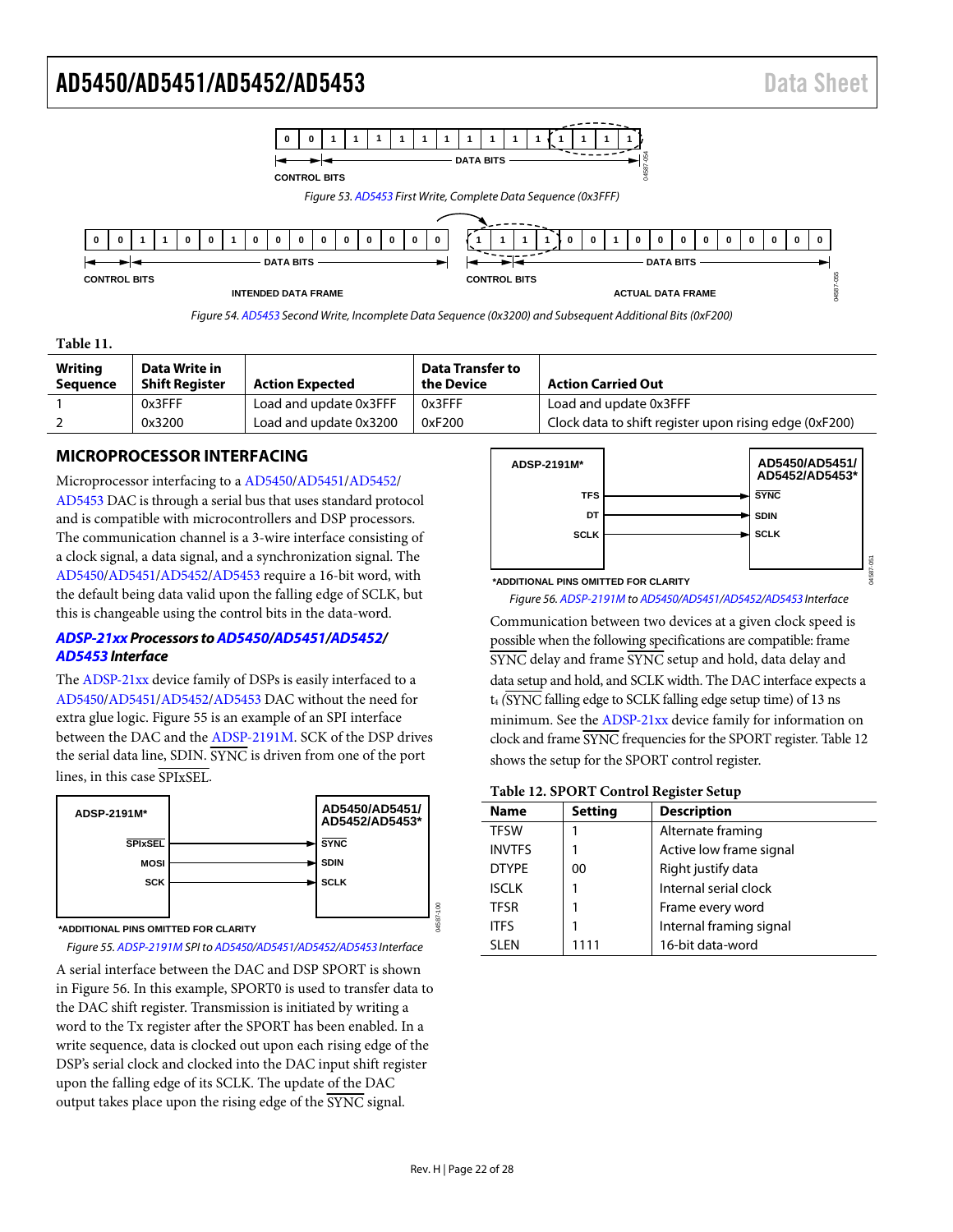Figure 53. AD5453 First Write, Complete Data Sequence (0x3FFF)

Figure 54. AD5453 Second Write, Incomplete Data Sequence (0x3200) and Subsequent Additional Bits (0xF200)

**Table 11.**

| Writing Sequence | Data Write in Shift Register | Action Expected | Data Transfer to the Device | Action Carried Out |
|---|---|---|---|---|
| 1 | 0x3FFF | Load and update 0x3FFF | 0x3FFF | Load and update 0x3FFF |
| 2 | 0x3200 | Load and update 0x3200 | 0xF200 | Clock data to shift register upon rising edge (0xF200) |

## MICROPROCESSOR INTERFACING

Microprocessor interfacing to a AD5450/AD5451/AD5452/AD5453 DAC is through a serial bus that uses standard protocol and is compatible with microcontrollers and DSP processors. The communication channel is a 3-wire interface consisting of a clock signal, a data signal, and a synchronization signal. The AD5450/AD5451/AD5452/AD5453 require a 16-bit word, with the default being data valid upon the falling edge of SCLK, but this is changeable using the control bits in the data-word.

### *ADSP-21xx Processors to AD5450/AD5451/AD5452/AD5453 Interface*

The ADSP-21xx device family of DSPs is easily interfaced to a AD5450/AD5451/AD5452/AD5453 DAC without the need for extra glue logic. Figure 55 is an example of an SPI interface between the DAC and the ADSP-2191M. SCK of the DSP drives the serial data line, SDIN. $\overline{\text{SYNC}}$ is driven from one of the port lines, in this case $\overline{\text{SPIxSEL}}$.

Figure 55. ADSP-2191M SPI to AD5450/AD5451/AD5452/AD5453 Interface

A serial interface between the DAC and DSP SPORT is shown in Figure 56. In this example, SPORT0 is used to transfer data to the DAC shift register. Transmission is initiated by writing a word to the Tx register after the SPORT has been enabled. In a write sequence, data is clocked out upon each rising edge of the DSP's serial clock and clocked into the DAC input shift register upon the falling edge of its SCLK. The update of the DAC output takes place upon the rising edge of the $\overline{\text{SYNC}}$ signal.

Figure 56. ADSP-2191M to AD5450/AD5451/AD5452/AD5453 Interface

Communication between two devices at a given clock speed is possible when the following specifications are compatible: frame $\overline{\text{SYNC}}$ delay and frame $\overline{\text{SYNC}}$ setup and hold, data delay and data setup and hold, and SCLK width. The DAC interface expects a $t_4$ ($\overline{\text{SYNC}}$ falling edge to SCLK falling edge setup time) of 13 ns minimum. See the ADSP-21xx device family for information on clock and frame $\overline{\text{SYNC}}$ frequencies for the SPORT register. Table 12 shows the setup for the SPORT control register.

**Table 12. SPORT Control Register Setup**

| Name | Setting | Description |
|---|---|---|
| TFSW | 1 | Alternate framing |
| INVTFS | 1 | Active low frame signal |
| DTYPE | 00 | Right justify data |
| ISCLK | 1 | Internal serial clock |
| TFSR | 1 | Frame every word |
| ITFS | 1 | Internal framing signal |
| SLEN | 1111 | 16-bit data-word |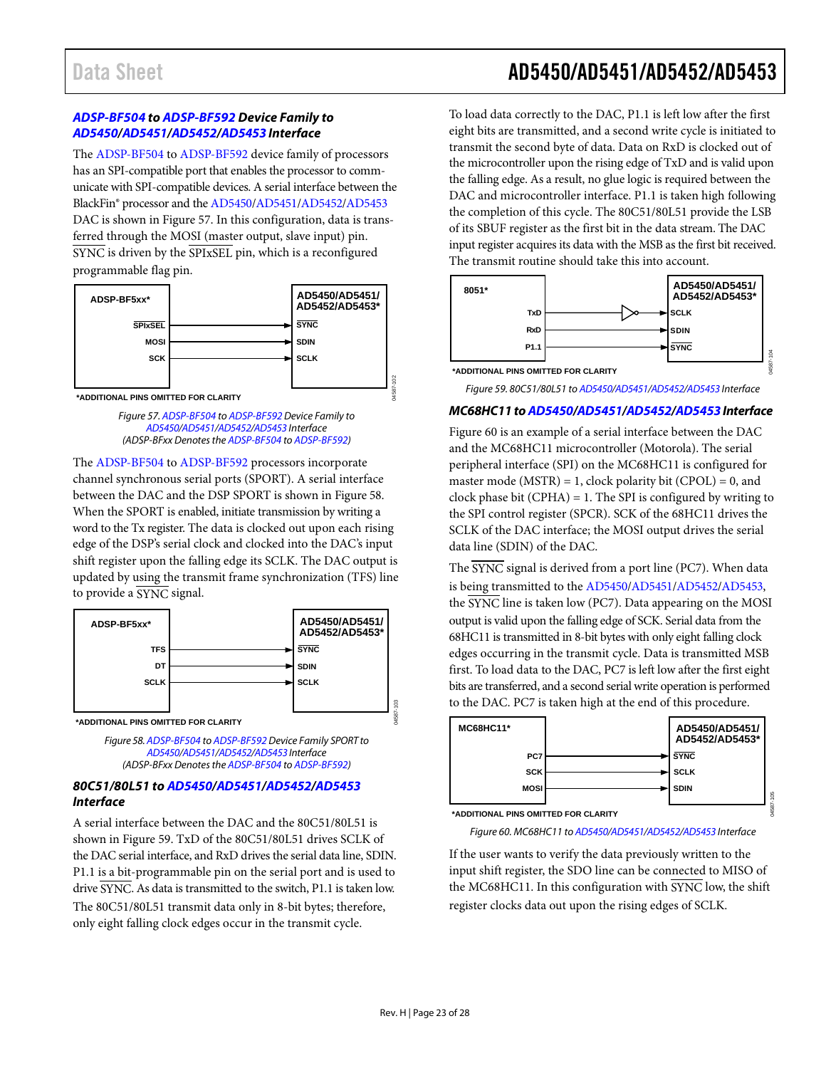### ADSP-BF504 to ADSP-BF592 Device Family to AD5450/AD5451/AD5452/AD5453 Interface

The ADSP-BF504 to ADSP-BF592 device family of processors has an SPI-compatible port that enables the processor to communicate with SPI-compatible devices. A serial interface between the BlackFin® processor and the AD5450/AD5451/AD5452/AD5453 DAC is shown in Figure 57. In this configuration, data is transferred through the MOSI (master output, slave input) pin. SYNC is driven by the SPIxSEL pin, which is a reconfigured programmable flag pin.

ADSP-BF5xx* — SPIxSEL → SYNC; MOSI → SDIN; SCK → SCLK — AD5450/AD5451/AD5452/AD5453*

*ADDITIONAL PINS OMITTED FOR CLARITY

Figure 57. ADSP-BF504 to ADSP-BF592 Device Family to AD5450/AD5451/AD5452/AD5453 Interface (ADSP-BFxx Denotes the ADSP-BF504 to ADSP-BF592)

The ADSP-BF504 to ADSP-BF592 processors incorporate channel synchronous serial ports (SPORT). A serial interface between the DAC and the DSP SPORT is shown in Figure 58. When the SPORT is enabled, initiate transmission by writing a word to the Tx register. The data is clocked out upon each rising edge of the DSP's serial clock and clocked into the DAC's input shift register upon the falling edge its SCLK. The DAC output is updated by using the transmit frame synchronization (TFS) line to provide a SYNC signal.

ADSP-BF5xx* — TFS → SYNC; DT → SDIN; SCLK → SCLK — AD5450/AD5451/AD5452/AD5453*

*ADDITIONAL PINS OMITTED FOR CLARITY

Figure 58. ADSP-BF504 to ADSP-BF592 Device Family SPORT to AD5450/AD5451/AD5452/AD5453 Interface (ADSP-BFxx Denotes the ADSP-BF504 to ADSP-BF592)

### 80C51/80L51 to AD5450/AD5451/AD5452/AD5453 Interface

A serial interface between the DAC and the 80C51/80L51 is shown in Figure 59. TxD of the 80C51/80L51 drives SCLK of the DAC serial interface, and RxD drives the serial data line, SDIN. P1.1 is a bit-programmable pin on the serial port and is used to drive SYNC. As data is transmitted to the switch, P1.1 is taken low. The 80C51/80L51 transmit data only in 8-bit bytes; therefore, only eight falling clock edges occur in the transmit cycle.

To load data correctly to the DAC, P1.1 is left low after the first eight bits are transmitted, and a second write cycle is initiated to transmit the second byte of data. Data on RxD is clocked out of the microcontroller upon the rising edge of TxD and is valid upon the falling edge. As a result, no glue logic is required between the DAC and microcontroller interface. P1.1 is taken high following the completion of this cycle. The 80C51/80L51 provide the LSB of its SBUF register as the first bit in the data stream. The DAC input register acquires its data with the MSB as the first bit received. The transmit routine should take this into account.

8051* — TxD → (inverter) → SCLK; RxD → SDIN; P1.1 → SYNC — AD5450/AD5451/AD5452/AD5453*

*ADDITIONAL PINS OMITTED FOR CLARITY

Figure 59. 80C51/80L51 to AD5450/AD5451/AD5452/AD5453 Interface

### MC68HC11 to AD5450/AD5451/AD5452/AD5453 Interface

Figure 60 is an example of a serial interface between the DAC and the MC68HC11 microcontroller (Motorola). The serial peripheral interface (SPI) on the MC68HC11 is configured for master mode (MSTR) = 1, clock polarity bit (CPOL) = 0, and clock phase bit (CPHA) = 1. The SPI is configured by writing to the SPI control register (SPCR). SCK of the 68HC11 drives the SCLK of the DAC interface; the MOSI output drives the serial data line (SDIN) of the DAC.

The SYNC signal is derived from a port line (PC7). When data is being transmitted to the AD5450/AD5451/AD5452/AD5453, the SYNC line is taken low (PC7). Data appearing on the MOSI output is valid upon the falling edge of SCK. Serial data from the 68HC11 is transmitted in 8-bit bytes with only eight falling clock edges occurring in the transmit cycle. Data is transmitted MSB first. To load data to the DAC, PC7 is left low after the first eight bits are transferred, and a second serial write operation is performed to the DAC. PC7 is taken high at the end of this procedure.

MC68HC11* — PC7 → SYNC; SCK → SCLK; MOSI → SDIN — AD5450/AD5451/AD5452/AD5453*

*ADDITIONAL PINS OMITTED FOR CLARITY

Figure 60. MC68HC11 to AD5450/AD5451/AD5452/AD5453 Interface

If the user wants to verify the data previously written to the input shift register, the SDO line can be connected to MISO of the MC68HC11. In this configuration with SYNC low, the shift register clocks data out upon the rising edges of SCLK.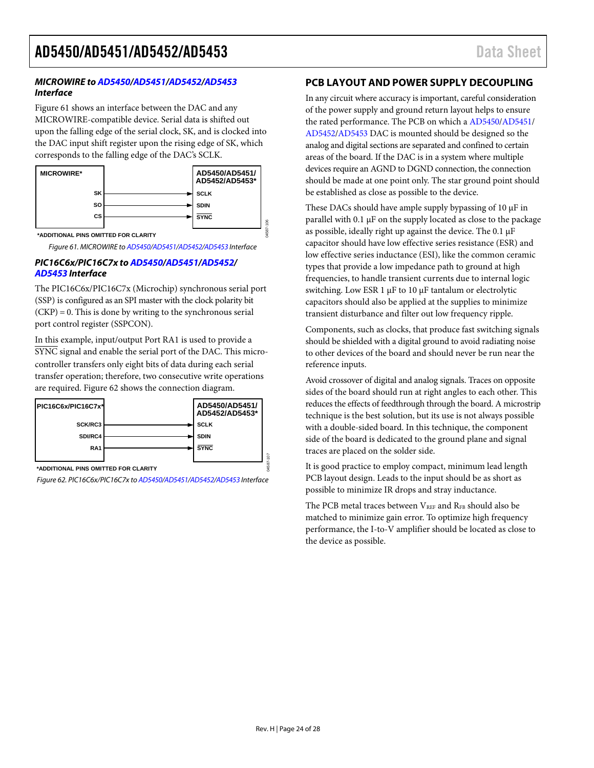### MICROWIRE to AD5450/AD5451/AD5452/AD5453 Interface

Figure 61 shows an interface between the DAC and any MICROWIRE-compatible device. Serial data is shifted out upon the falling edge of the serial clock, SK, and is clocked into the DAC input shift register upon the rising edge of SK, which corresponds to the falling edge of the DAC's SCLK.

MICROWIRE* — SK → SCLK; SO → SDIN; CS → $\overline{\text{SYNC}}$ — AD5450/AD5451/AD5452/AD5453*

*ADDITIONAL PINS OMITTED FOR CLARITY

*Figure 61. MICROWIRE to AD5450/AD5451/AD5452/AD5453 Interface*

### PIC16C6x/PIC16C7x to AD5450/AD5451/AD5452/AD5453 Interface

The PIC16C6x/PIC16C7x (Microchip) synchronous serial port (SSP) is configured as an SPI master with the clock polarity bit (CKP) = 0. This is done by writing to the synchronous serial port control register (SSPCON).

In this example, input/output Port RA1 is used to provide a $\overline{\text{SYNC}}$ signal and enable the serial port of the DAC. This microcontroller transfers only eight bits of data during each serial transfer operation; therefore, two consecutive write operations are required. Figure 62 shows the connection diagram.

PIC16C6x/PIC16C7x* — SCK/RC3 → SCLK; SDI/RC4 → SDIN; RA1 → $\overline{\text{SYNC}}$ — AD5450/AD5451/AD5452/AD5453*

*ADDITIONAL PINS OMITTED FOR CLARITY

*Figure 62. PIC16C6x/PIC16C7x to AD5450/AD5451/AD5452/AD5453 Interface*

## PCB LAYOUT AND POWER SUPPLY DECOUPLING

In any circuit where accuracy is important, careful consideration of the power supply and ground return layout helps to ensure the rated performance. The PCB on which a AD5450/AD5451/AD5452/AD5453 DAC is mounted should be designed so the analog and digital sections are separated and confined to certain areas of the board. If the DAC is in a system where multiple devices require an AGND to DGND connection, the connection should be made at one point only. The star ground point should be established as close as possible to the device.

These DACs should have ample supply bypassing of 10 µF in parallel with 0.1 µF on the supply located as close to the package as possible, ideally right up against the device. The 0.1 µF capacitor should have low effective series resistance (ESR) and low effective series inductance (ESI), like the common ceramic types that provide a low impedance path to ground at high frequencies, to handle transient currents due to internal logic switching. Low ESR 1 µF to 10 µF tantalum or electrolytic capacitors should also be applied at the supplies to minimize transient disturbance and filter out low frequency ripple.

Components, such as clocks, that produce fast switching signals should be shielded with a digital ground to avoid radiating noise to other devices of the board and should never be run near the reference inputs.

Avoid crossover of digital and analog signals. Traces on opposite sides of the board should run at right angles to each other. This reduces the effects of feedthrough through the board. A microstrip technique is the best solution, but its use is not always possible with a double-sided board. In this technique, the component side of the board is dedicated to the ground plane and signal traces are placed on the solder side.

It is good practice to employ compact, minimum lead length PCB layout design. Leads to the input should be as short as possible to minimize IR drops and stray inductance.

The PCB metal traces between $V_{REF}$ and $R_{FB}$ should also be matched to minimize gain error. To optimize high frequency performance, the I-to-V amplifier should be located as close to the device as possible.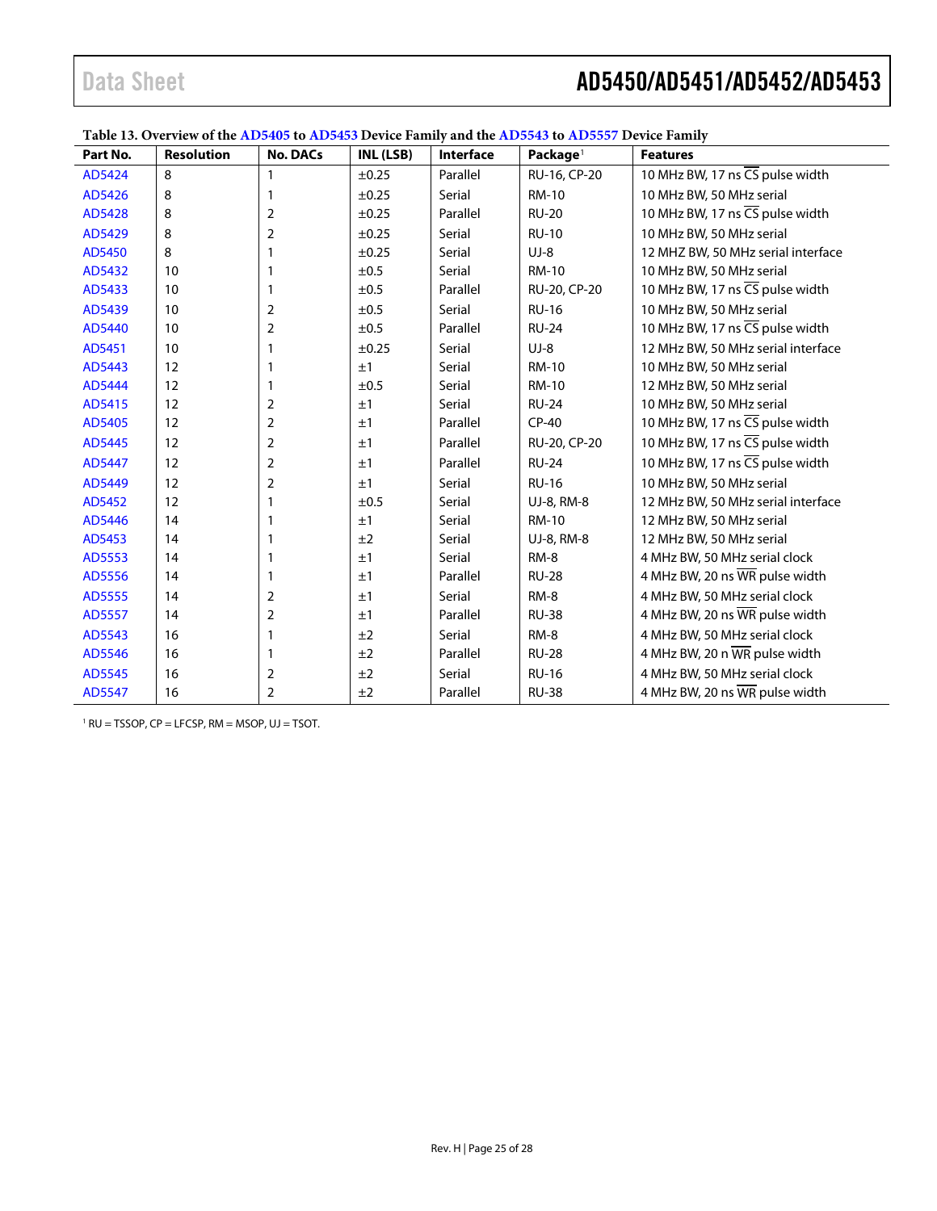**Table 13. Overview of the AD5405 to AD5453 Device Family and the AD5543 to AD5557 Device Family**

| Part No. | Resolution | No. DACs | INL (LSB) | Interface | Package[1] | Features |
|---|---|---|---|---|---|---|
| AD5424 | 8 | 1 | ±0.25 | Parallel | RU-16, CP-20 | 10 MHz BW, 17 ns $\overline{CS}$ pulse width |
| AD5426 | 8 | 1 | ±0.25 | Serial | RM-10 | 10 MHz BW, 50 MHz serial |
| AD5428 | 8 | 2 | ±0.25 | Parallel | RU-20 | 10 MHz BW, 17 ns $\overline{CS}$ pulse width |
| AD5429 | 8 | 2 | ±0.25 | Serial | RU-10 | 10 MHz BW, 50 MHz serial |
| AD5450 | 8 | 1 | ±0.25 | Serial | UJ-8 | 12 MHZ BW, 50 MHz serial interface |
| AD5432 | 10 | 1 | ±0.5 | Serial | RM-10 | 10 MHz BW, 50 MHz serial |
| AD5433 | 10 | 1 | ±0.5 | Parallel | RU-20, CP-20 | 10 MHz BW, 17 ns $\overline{CS}$ pulse width |
| AD5439 | 10 | 2 | ±0.5 | Serial | RU-16 | 10 MHz BW, 50 MHz serial |
| AD5440 | 10 | 2 | ±0.5 | Parallel | RU-24 | 10 MHz BW, 17 ns $\overline{CS}$ pulse width |
| AD5451 | 10 | 1 | ±0.25 | Serial | UJ-8 | 12 MHz BW, 50 MHz serial interface |
| AD5443 | 12 | 1 | ±1 | Serial | RM-10 | 10 MHz BW, 50 MHz serial |
| AD5444 | 12 | 1 | ±0.5 | Serial | RM-10 | 12 MHz BW, 50 MHz serial |
| AD5415 | 12 | 2 | ±1 | Serial | RU-24 | 10 MHz BW, 50 MHz serial |
| AD5405 | 12 | 2 | ±1 | Parallel | CP-40 | 10 MHz BW, 17 ns $\overline{CS}$ pulse width |
| AD5445 | 12 | 2 | ±1 | Parallel | RU-20, CP-20 | 10 MHz BW, 17 ns $\overline{CS}$ pulse width |
| AD5447 | 12 | 2 | ±1 | Parallel | RU-24 | 10 MHz BW, 17 ns $\overline{CS}$ pulse width |
| AD5449 | 12 | 2 | ±1 | Serial | RU-16 | 10 MHz BW, 50 MHz serial |
| AD5452 | 12 | 1 | ±0.5 | Serial | UJ-8, RM-8 | 12 MHz BW, 50 MHz serial interface |
| AD5446 | 14 | 1 | ±1 | Serial | RM-10 | 12 MHz BW, 50 MHz serial |
| AD5453 | 14 | 1 | ±2 | Serial | UJ-8, RM-8 | 12 MHz BW, 50 MHz serial |
| AD5553 | 14 | 1 | ±1 | Serial | RM-8 | 4 MHz BW, 50 MHz serial clock |
| AD5556 | 14 | 1 | ±1 | Parallel | RU-28 | 4 MHz BW, 20 ns $\overline{WR}$ pulse width |
| AD5555 | 14 | 2 | ±1 | Serial | RM-8 | 4 MHz BW, 50 MHz serial clock |
| AD5557 | 14 | 2 | ±1 | Parallel | RU-38 | 4 MHz BW, 20 ns $\overline{WR}$ pulse width |
| AD5543 | 16 | 1 | ±2 | Serial | RM-8 | 4 MHz BW, 50 MHz serial clock |
| AD5546 | 16 | 1 | ±2 | Parallel | RU-28 | 4 MHz BW, 20 n $\overline{WR}$ pulse width |
| AD5545 | 16 | 2 | ±2 | Serial | RU-16 | 4 MHz BW, 50 MHz serial clock |
| AD5547 | 16 | 2 | ±2 | Parallel | RU-38 | 4 MHz BW, 20 ns $\overline{WR}$ pulse width |

[1] RU = TSSOP, CP = LFCSP, RM = MSOP, UJ = TSOT.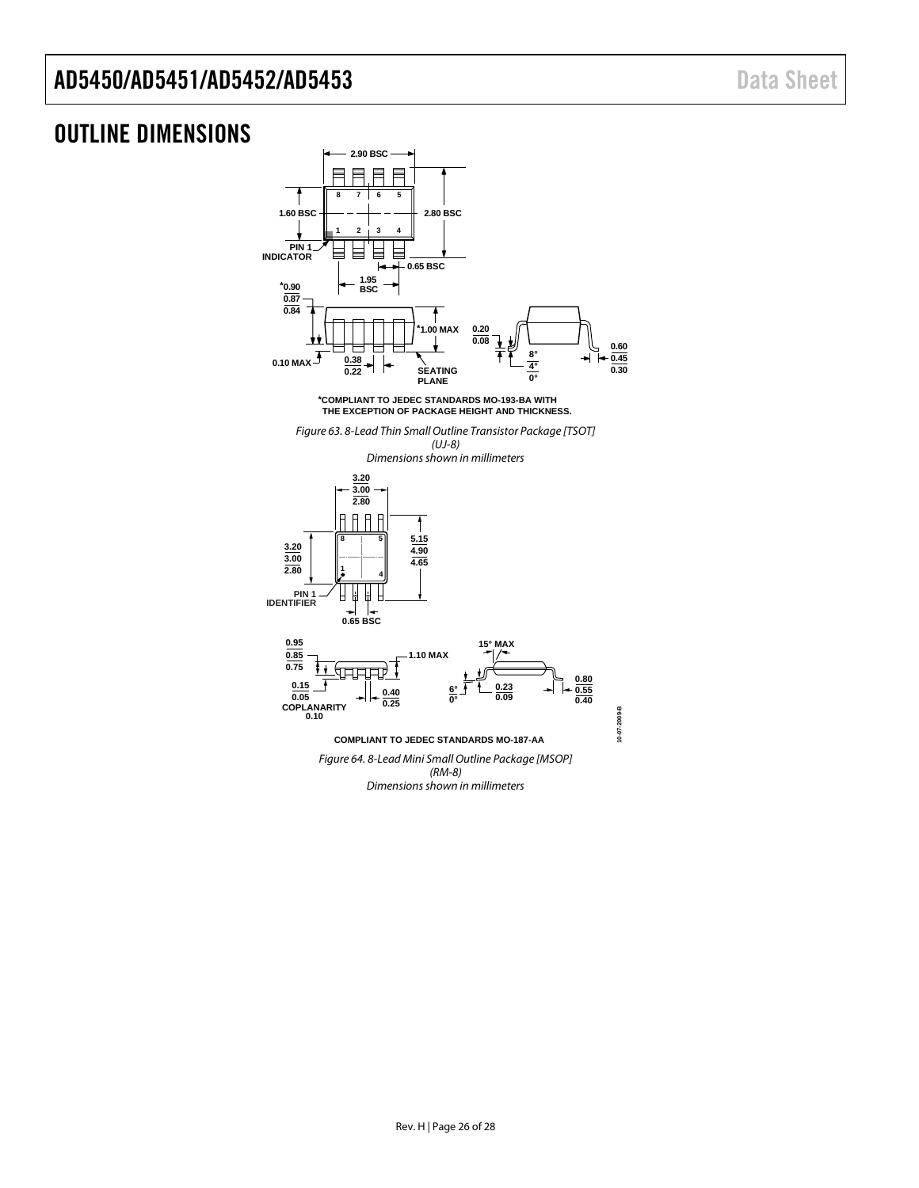## OUTLINE DIMENSIONS

*COMPLIANT TO JEDEC STANDARDS MO-193-BA WITH THE EXCEPTION OF PACKAGE HEIGHT AND THICKNESS.

*Figure 63. 8-Lead Thin Small Outline Transistor Package [TSOT] (UJ-8)*
*Dimensions shown in millimeters*

COMPLIANT TO JEDEC STANDARDS MO-187-AA

*Figure 64. 8-Lead Mini Small Outline Package [MSOP] (RM-8)*
*Dimensions shown in millimeters*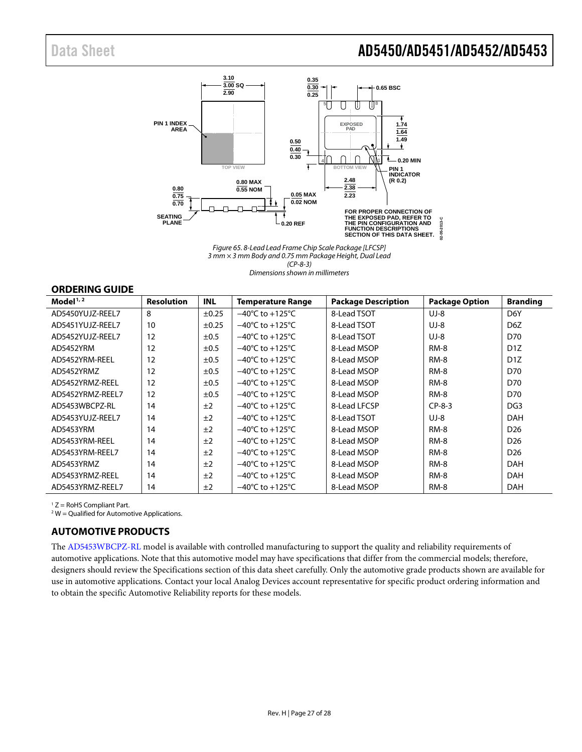Figure 65. 8-Lead Lead Frame Chip Scale Package [LFCSP]
3 mm × 3 mm Body and 0.75 mm Package Height, Dual Lead
(CP-8-3)
Dimensions shown in millimeters

## ORDERING GUIDE

| Model[1, 2] | Resolution | INL | Temperature Range | Package Description | Package Option | Branding |
|---|---|---|---|---|---|---|
| AD5450YUJZ-REEL7 | 8 | ±0.25 | −40°C to +125°C | 8-Lead TSOT | UJ-8 | D6Y |
| AD5451YUJZ-REEL7 | 10 | ±0.25 | −40°C to +125°C | 8-Lead TSOT | UJ-8 | D6Z |
| AD5452YUJZ-REEL7 | 12 | ±0.5 | −40°C to +125°C | 8-Lead TSOT | UJ-8 | D70 |
| AD5452YRM | 12 | ±0.5 | −40°C to +125°C | 8-Lead MSOP | RM-8 | D1Z |
| AD5452YRM-REEL | 12 | ±0.5 | −40°C to +125°C | 8-Lead MSOP | RM-8 | D1Z |
| AD5452YRMZ | 12 | ±0.5 | −40°C to +125°C | 8-Lead MSOP | RM-8 | D70 |
| AD5452YRMZ-REEL | 12 | ±0.5 | −40°C to +125°C | 8-Lead MSOP | RM-8 | D70 |
| AD5452YRMZ-REEL7 | 12 | ±0.5 | −40°C to +125°C | 8-Lead MSOP | RM-8 | D70 |
| AD5453WBCPZ-RL | 14 | ±2 | −40°C to +125°C | 8-Lead LFCSP | CP-8-3 | DG3 |
| AD5453YUJZ-REEL7 | 14 | ±2 | −40°C to +125°C | 8-Lead TSOT | UJ-8 | DAH |
| AD5453YRM | 14 | ±2 | −40°C to +125°C | 8-Lead MSOP | RM-8 | D26 |
| AD5453YRM-REEL | 14 | ±2 | −40°C to +125°C | 8-Lead MSOP | RM-8 | D26 |
| AD5453YRM-REEL7 | 14 | ±2 | −40°C to +125°C | 8-Lead MSOP | RM-8 | D26 |
| AD5453YRMZ | 14 | ±2 | −40°C to +125°C | 8-Lead MSOP | RM-8 | DAH |
| AD5453YRMZ-REEL | 14 | ±2 | −40°C to +125°C | 8-Lead MSOP | RM-8 | DAH |
| AD5453YRMZ-REEL7 | 14 | ±2 | −40°C to +125°C | 8-Lead MSOP | RM-8 | DAH |

[1] Z = RoHS Compliant Part.
[2] W = Qualified for Automotive Applications.

## AUTOMOTIVE PRODUCTS

The AD5453WBCPZ-RL model is available with controlled manufacturing to support the quality and reliability requirements of automotive applications. Note that this automotive model may have specifications that differ from the commercial models; therefore, designers should review the Specifications section of this data sheet carefully. Only the automotive grade products shown are available for use in automotive applications. Contact your local Analog Devices account representative for specific product ordering information and to obtain the specific Automotive Reliability reports for these models.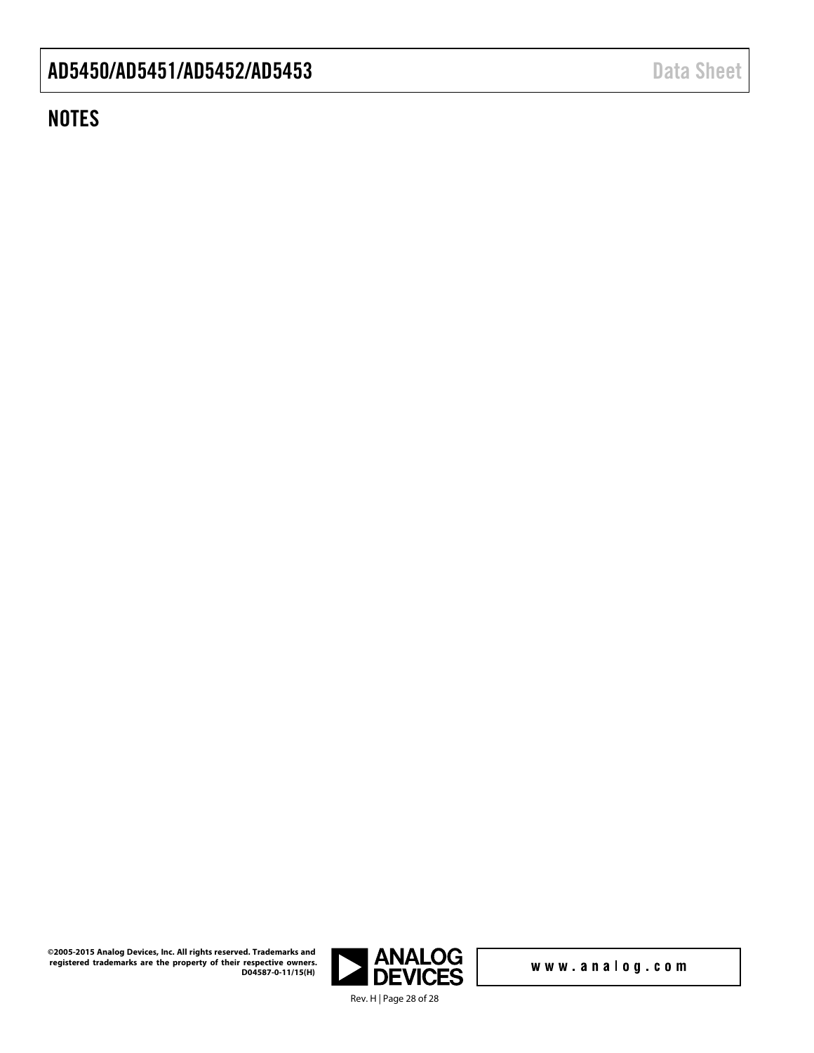## NOTES

©2005-2015 Analog Devices, Inc. All rights reserved. Trademarks and registered trademarks are the property of their respective owners.
D04587-0-11/15(H)

www.analog.com